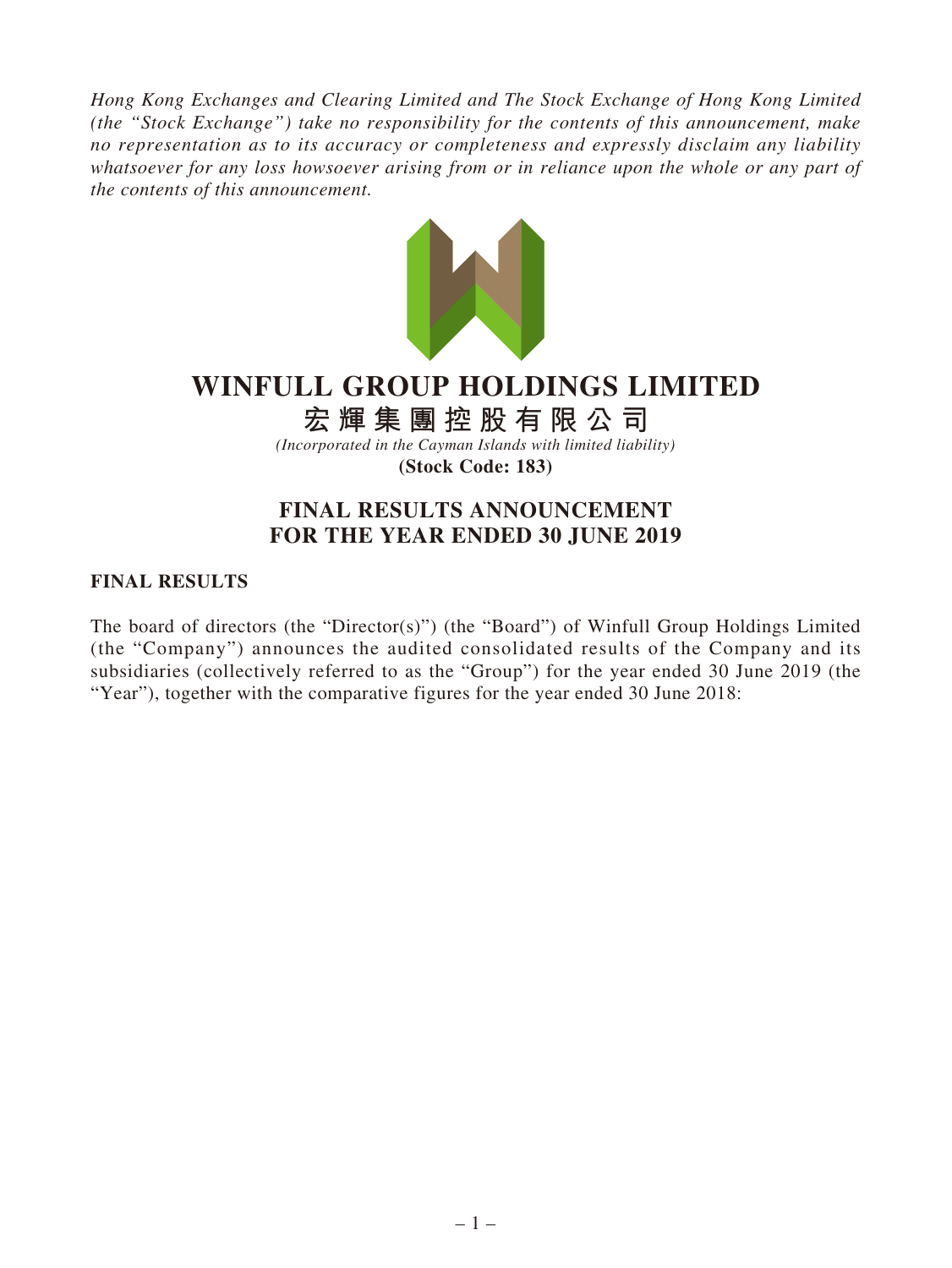*Hong Kong Exchanges and Clearing Limited and The Stock Exchange of Hong Kong Limited (the "Stock Exchange") take no responsibility for the contents of this announcement, make no representation as to its accuracy or completeness and expressly disclaim any liability whatsoever for any loss howsoever arising from or in reliance upon the whole or any part of the contents of this announcement.*

# WINFULL GROUP HOLDINGS LIMITED

# 宏輝集團控股有限公司

*(Incorporated in the Cayman Islands with limited liability)*

**(Stock Code: 183)**

## FINAL RESULTS ANNOUNCEMENT FOR THE YEAR ENDED 30 JUNE 2019

### FINAL RESULTS

The board of directors (the "Director(s)") (the "Board") of Winfull Group Holdings Limited (the "Company") announces the audited consolidated results of the Company and its subsidiaries (collectively referred to as the "Group") for the year ended 30 June 2019 (the "Year"), together with the comparative figures for the year ended 30 June 2018: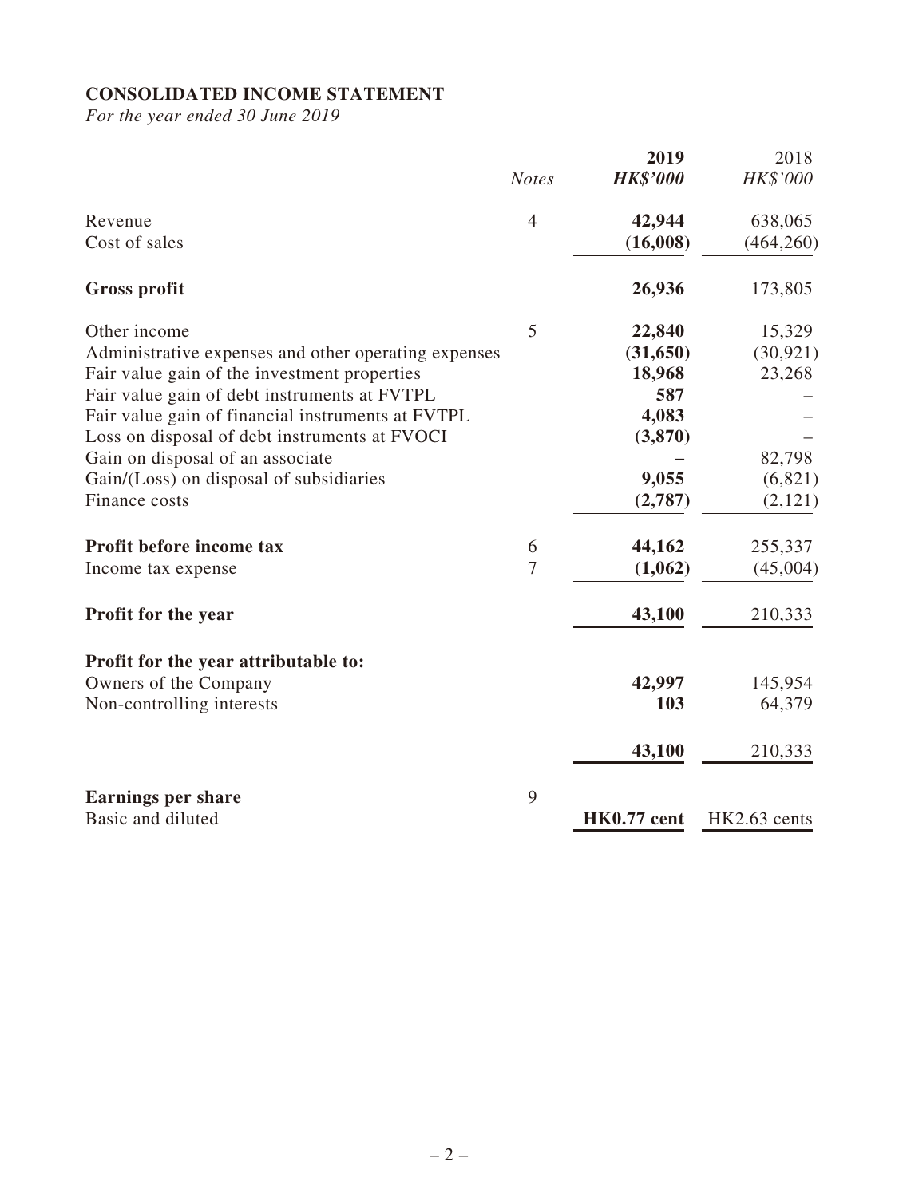## CONSOLIDATED INCOME STATEMENT

*For the year ended 30 June 2019*

| | *Notes* | **2019** *HK$'000* | 2018 *HK$'000* |
|---|---|---|---|
| Revenue | 4 | **42,944** | 638,065 |
| Cost of sales | | **(16,008)** | (464,260) |
| **Gross profit** | | **26,936** | 173,805 |
| Other income | 5 | **22,840** | 15,329 |
| Administrative expenses and other operating expenses | | **(31,650)** | (30,921) |
| Fair value gain of the investment properties | | **18,968** | 23,268 |
| Fair value gain of debt instruments at FVTPL | | **587** | – |
| Fair value gain of financial instruments at FVTPL | | **4,083** | – |
| Loss on disposal of debt instruments at FVOCI | | **(3,870)** | – |
| Gain on disposal of an associate | | **–** | 82,798 |
| Gain/(Loss) on disposal of subsidiaries | | **9,055** | (6,821) |
| Finance costs | | **(2,787)** | (2,121) |
| **Profit before income tax** | 6 | **44,162** | 255,337 |
| Income tax expense | 7 | **(1,062)** | (45,004) |
| **Profit for the year** | | **43,100** | 210,333 |
| **Profit for the year attributable to:** | | | |
| Owners of the Company | | **42,997** | 145,954 |
| Non-controlling interests | | **103** | 64,379 |
| | | **43,100** | 210,333 |
| **Earnings per share** | 9 | | |
| Basic and diluted | | **HK0.77 cent** | HK2.63 cents |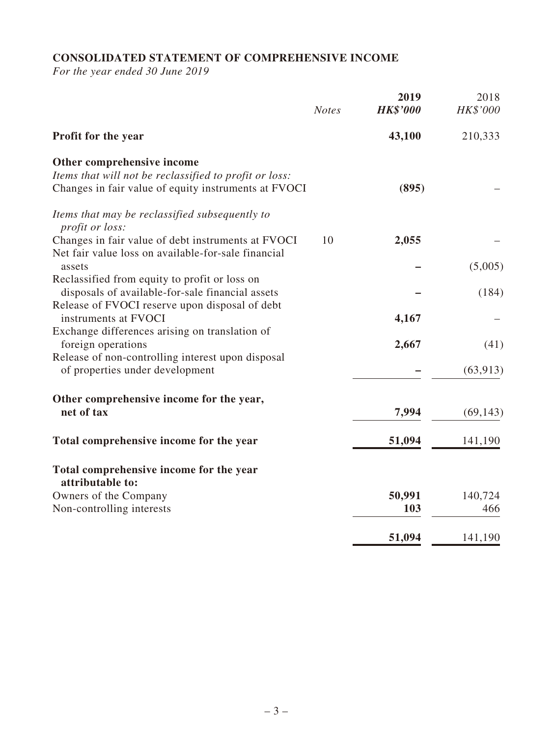## CONSOLIDATED STATEMENT OF COMPREHENSIVE INCOME

*For the year ended 30 June 2019*

| | *Notes* | **2019** | 2018 |
|---|---|---|---|
| | | ***HK$'000*** | *HK$'000* |
| **Profit for the year** | | **43,100** | 210,333 |
| **Other comprehensive income** | | | |
| *Items that will not be reclassified to profit or loss:* | | | |
| Changes in fair value of equity instruments at FVOCI | | **(895)** | – |
| *Items that may be reclassified subsequently to profit or loss:* | | | |
| Changes in fair value of debt instruments at FVOCI | 10 | **2,055** | – |
| Net fair value loss on available-for-sale financial assets | | **–** | (5,005) |
| Reclassified from equity to profit or loss on disposals of available-for-sale financial assets | | **–** | (184) |
| Release of FVOCI reserve upon disposal of debt instruments at FVOCI | | **4,167** | – |
| Exchange differences arising on translation of foreign operations | | **2,667** | (41) |
| Release of non-controlling interest upon disposal of properties under development | | **–** | (63,913) |
| **Other comprehensive income for the year, net of tax** | | **7,994** | (69,143) |
| **Total comprehensive income for the year** | | **51,094** | 141,190 |
| **Total comprehensive income for the year attributable to:** | | | |
| Owners of the Company | | **50,991** | 140,724 |
| Non-controlling interests | | **103** | 466 |
| | | **51,094** | 141,190 |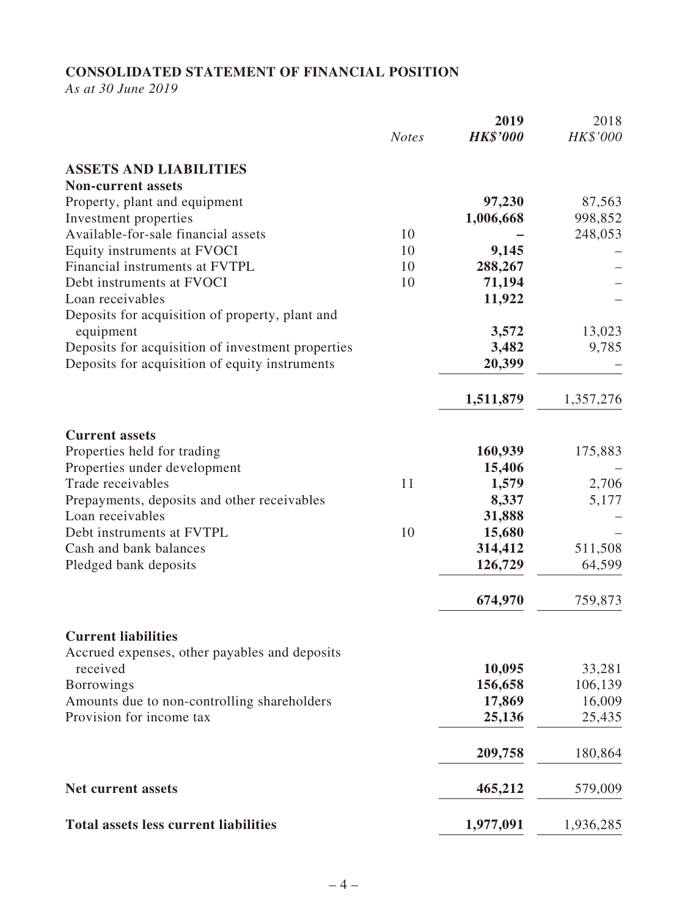## CONSOLIDATED STATEMENT OF FINANCIAL POSITION

*As at 30 June 2019*

| | *Notes* | **2019** **_HK$'000_** | 2018 *HK$'000* |
|---|---|---|---|
| **ASSETS AND LIABILITIES** | | | |
| **Non-current assets** | | | |
| Property, plant and equipment | | **97,230** | 87,563 |
| Investment properties | | **1,006,668** | 998,852 |
| Available-for-sale financial assets | 10 | **–** | 248,053 |
| Equity instruments at FVOCI | 10 | **9,145** | – |
| Financial instruments at FVTPL | 10 | **288,267** | – |
| Debt instruments at FVOCI | 10 | **71,194** | – |
| Loan receivables | | **11,922** | – |
| Deposits for acquisition of property, plant and equipment | | **3,572** | 13,023 |
| Deposits for acquisition of investment properties | | **3,482** | 9,785 |
| Deposits for acquisition of equity instruments | | **20,399** | – |
| | | **1,511,879** | 1,357,276 |
| **Current assets** | | | |
| Properties held for trading | | **160,939** | 175,883 |
| Properties under development | | **15,406** | – |
| Trade receivables | 11 | **1,579** | 2,706 |
| Prepayments, deposits and other receivables | | **8,337** | 5,177 |
| Loan receivables | | **31,888** | – |
| Debt instruments at FVTPL | 10 | **15,680** | – |
| Cash and bank balances | | **314,412** | 511,508 |
| Pledged bank deposits | | **126,729** | 64,599 |
| | | **674,970** | 759,873 |
| **Current liabilities** | | | |
| Accrued expenses, other payables and deposits received | | **10,095** | 33,281 |
| Borrowings | | **156,658** | 106,139 |
| Amounts due to non-controlling shareholders | | **17,869** | 16,009 |
| Provision for income tax | | **25,136** | 25,435 |
| | | **209,758** | 180,864 |
| **Net current assets** | | **465,212** | 579,009 |
| **Total assets less current liabilities** | | **1,977,091** | 1,936,285 |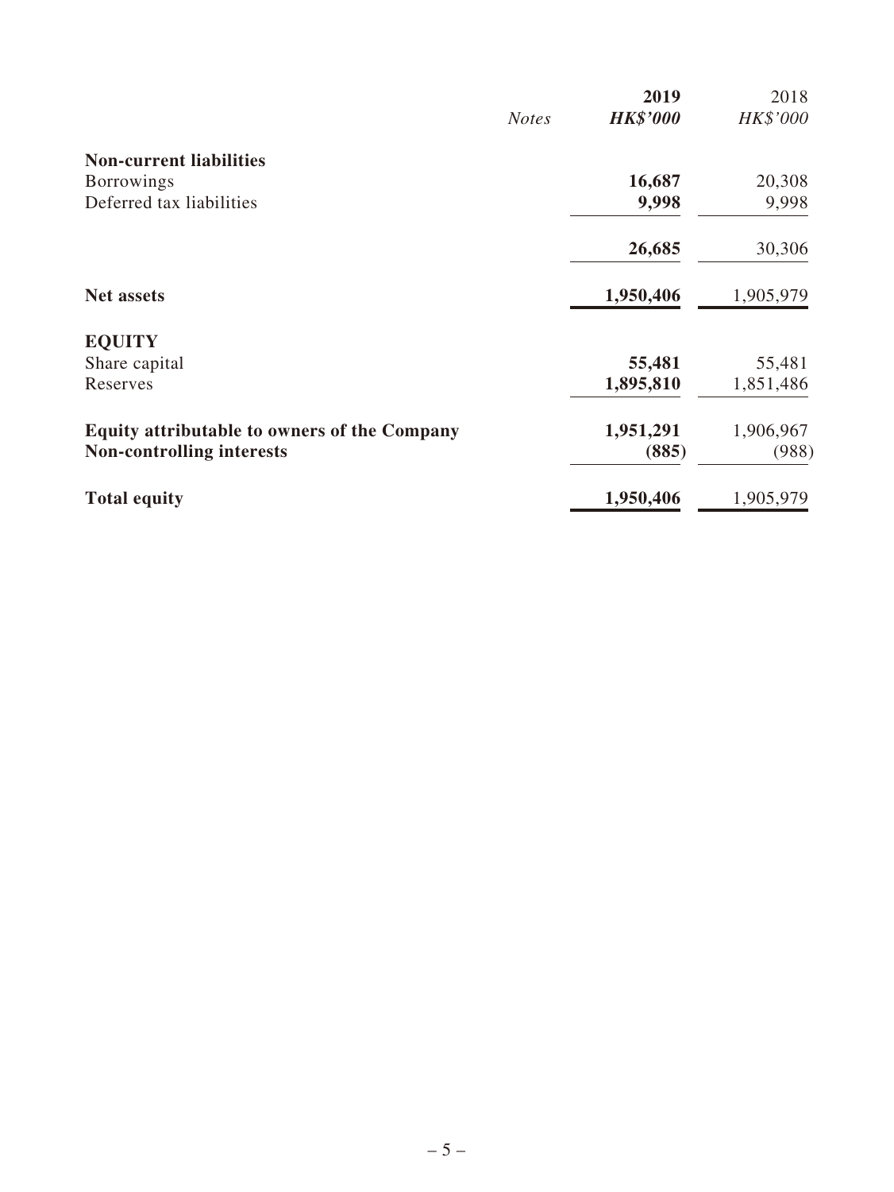| | *Notes* | **2019** | 2018 |
|---|---|---|---|
| | | ***HK$'000*** | *HK$'000* |
| **Non-current liabilities** | | | |
| Borrowings | | **16,687** | 20,308 |
| Deferred tax liabilities | | **9,998** | 9,998 |
| | | **26,685** | 30,306 |
| **Net assets** | | **1,950,406** | 1,905,979 |
| **EQUITY** | | | |
| Share capital | | **55,481** | 55,481 |
| Reserves | | **1,895,810** | 1,851,486 |
| **Equity attributable to owners of the Company** | | **1,951,291** | 1,906,967 |
| **Non-controlling interests** | | **(885)** | (988) |
| **Total equity** | | **1,950,406** | 1,905,979 |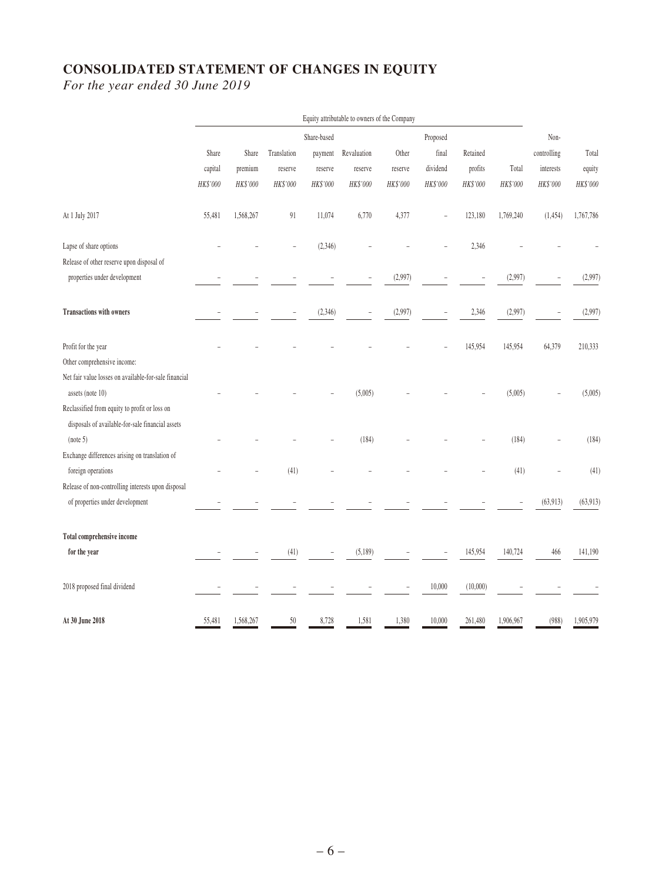# CONSOLIDATED STATEMENT OF CHANGES IN EQUITY

*For the year ended 30 June 2019*

| | Equity attributable to owners of the Company | | | | | | | | | | |
|---|---|---|---|---|---|---|---|---|---|---|---|
| | Share capital | Share premium | Translation reserve | Share-based payment reserve | Revaluation reserve | Other reserve | Proposed final dividend | Retained profits | Total | Non-controlling interests | Total equity |
| | *HK$'000* | *HK$'000* | *HK$'000* | *HK$'000* | *HK$'000* | *HK$'000* | *HK$'000* | *HK$'000* | *HK$'000* | *HK$'000* | *HK$'000* |
| At 1 July 2017 | 55,481 | 1,568,267 | 91 | 11,074 | 6,770 | 4,377 | – | 123,180 | 1,769,240 | (1,454) | 1,767,786 |
| Lapse of share options | – | – | – | (2,346) | – | – | – | 2,346 | – | – | – |
| Release of other reserve upon disposal of properties under development | – | – | – | – | – | (2,997) | – | – | (2,997) | – | (2,997) |
| **Transactions with owners** | – | – | – | (2,346) | – | (2,997) | – | 2,346 | (2,997) | – | (2,997) |
| Profit for the year | – | – | – | – | – | – | – | 145,954 | 145,954 | 64,379 | 210,333 |
| Other comprehensive income: | | | | | | | | | | | |
| Net fair value losses on available-for-sale financial assets (note 10) | – | – | – | – | (5,005) | – | – | – | (5,005) | – | (5,005) |
| Reclassified from equity to profit or loss on disposals of available-for-sale financial assets (note 5) | – | – | – | – | (184) | – | – | – | (184) | – | (184) |
| Exchange differences arising on translation of foreign operations | – | – | (41) | – | – | – | – | – | (41) | – | (41) |
| Release of non-controlling interests upon disposal of properties under development | – | – | – | – | – | – | – | – | – | (63,913) | (63,913) |
| **Total comprehensive income for the year** | – | – | (41) | – | (5,189) | – | – | 145,954 | 140,724 | 466 | 141,190 |
| 2018 proposed final dividend | – | – | – | – | – | – | 10,000 | (10,000) | – | – | – |
| **At 30 June 2018** | 55,481 | 1,568,267 | 50 | 8,728 | 1,581 | 1,380 | 10,000 | 261,480 | 1,906,967 | (988) | 1,905,979 |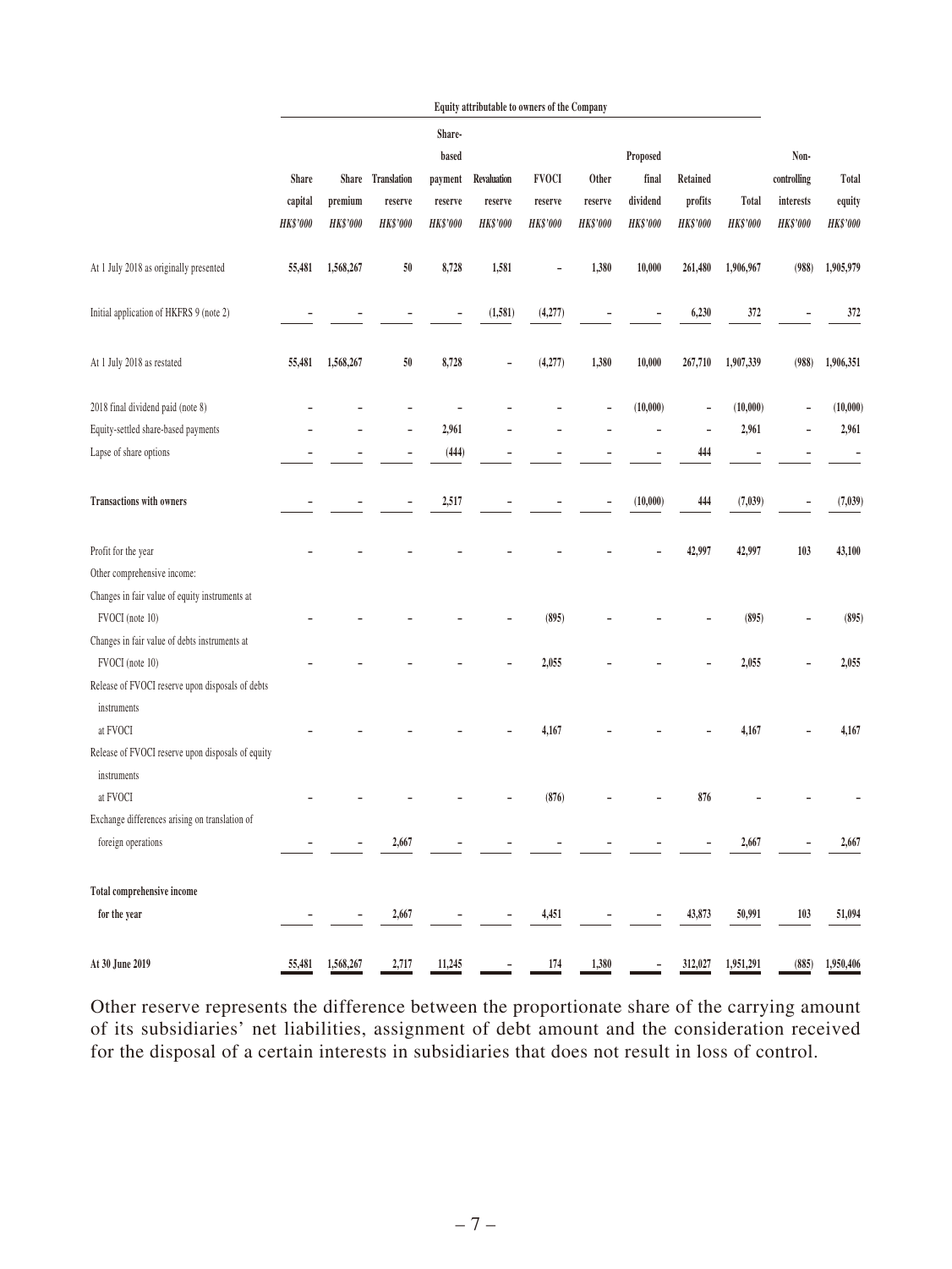| | Equity attributable to owners of the Company | | | | | | | | | | | |
|---|---|---|---|---|---|---|---|---|---|---|---|---|
| | Share capital HK$'000 | Share premium HK$'000 | Translation reserve HK$'000 | Share-based payment reserve HK$'000 | Revaluation reserve HK$'000 | FVOCI reserve HK$'000 | Other reserve HK$'000 | Proposed final dividend HK$'000 | Retained profits HK$'000 | Total HK$'000 | Non-controlling interests HK$'000 | Total equity HK$'000 |
| At 1 July 2018 as originally presented | 55,481 | 1,568,267 | 50 | 8,728 | 1,581 | – | 1,380 | 10,000 | 261,480 | 1,906,967 | (988) | 1,905,979 |
| Initial application of HKFRS 9 (note 2) | – | – | – | – | (1,581) | (4,277) | – | – | 6,230 | 372 | – | 372 |
| At 1 July 2018 as restated | 55,481 | 1,568,267 | 50 | 8,728 | – | (4,277) | 1,380 | 10,000 | 267,710 | 1,907,339 | (988) | 1,906,351 |
| 2018 final dividend paid (note 8) | – | – | – | – | – | – | – | (10,000) | – | (10,000) | – | (10,000) |
| Equity-settled share-based payments | – | – | – | 2,961 | – | – | – | – | – | 2,961 | – | 2,961 |
| Lapse of share options | – | – | – | (444) | – | – | – | – | 444 | – | – | – |
| **Transactions with owners** | – | – | – | 2,517 | – | – | – | (10,000) | 444 | (7,039) | – | (7,039) |
| Profit for the year | – | – | – | – | – | – | – | – | 42,997 | 42,997 | 103 | 43,100 |
| Other comprehensive income: | | | | | | | | | | | | |
| Changes in fair value of equity instruments at FVOCI (note 10) | – | – | – | – | – | (895) | – | – | – | (895) | – | (895) |
| Changes in fair value of debts instruments at FVOCI (note 10) | – | – | – | – | – | 2,055 | – | – | – | 2,055 | – | 2,055 |
| Release of FVOCI reserve upon disposals of debts instruments at FVOCI | – | – | – | – | – | 4,167 | – | – | – | 4,167 | – | 4,167 |
| Release of FVOCI reserve upon disposals of equity instruments at FVOCI | – | – | – | – | – | (876) | – | – | 876 | – | – | – |
| Exchange differences arising on translation of foreign operations | – | – | 2,667 | – | – | – | – | – | – | 2,667 | – | 2,667 |
| **Total comprehensive income for the year** | – | – | 2,667 | – | – | 4,451 | – | – | 43,873 | 50,991 | 103 | 51,094 |
| **At 30 June 2019** | 55,481 | 1,568,267 | 2,717 | 11,245 | – | 174 | 1,380 | – | 312,027 | 1,951,291 | (885) | 1,950,406 |

Other reserve represents the difference between the proportionate share of the carrying amount of its subsidiaries' net liabilities, assignment of debt amount and the consideration received for the disposal of a certain interests in subsidiaries that does not result in loss of control.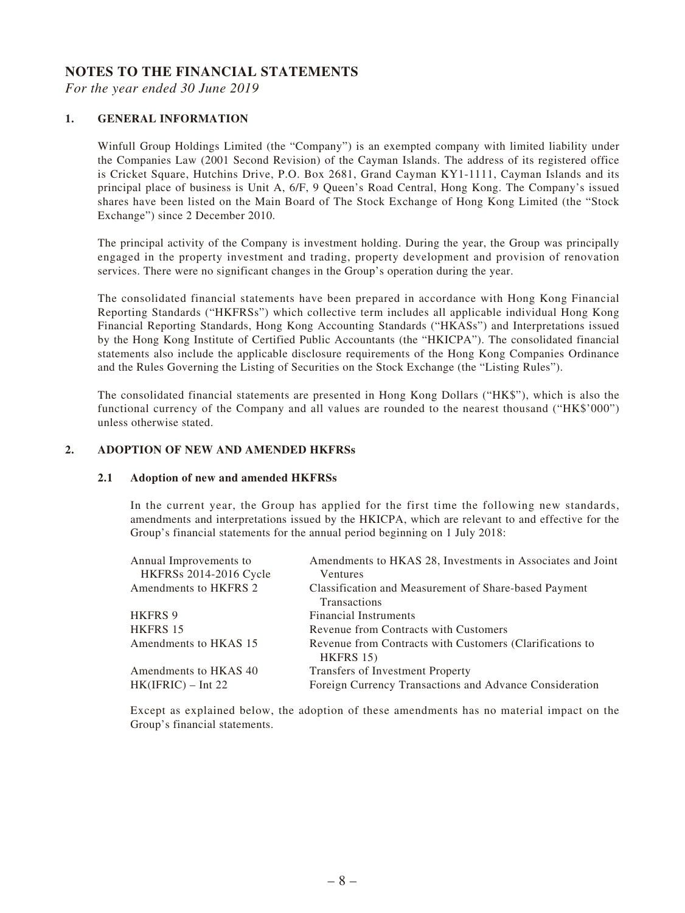# NOTES TO THE FINANCIAL STATEMENTS

*For the year ended 30 June 2019*

## 1. GENERAL INFORMATION

Winfull Group Holdings Limited (the "Company") is an exempted company with limited liability under the Companies Law (2001 Second Revision) of the Cayman Islands. The address of its registered office is Cricket Square, Hutchins Drive, P.O. Box 2681, Grand Cayman KY1-1111, Cayman Islands and its principal place of business is Unit A, 6/F, 9 Queen's Road Central, Hong Kong. The Company's issued shares have been listed on the Main Board of The Stock Exchange of Hong Kong Limited (the "Stock Exchange") since 2 December 2010.

The principal activity of the Company is investment holding. During the year, the Group was principally engaged in the property investment and trading, property development and provision of renovation services. There were no significant changes in the Group's operation during the year.

The consolidated financial statements have been prepared in accordance with Hong Kong Financial Reporting Standards ("HKFRSs") which collective term includes all applicable individual Hong Kong Financial Reporting Standards, Hong Kong Accounting Standards ("HKASs") and Interpretations issued by the Hong Kong Institute of Certified Public Accountants (the "HKICPA"). The consolidated financial statements also include the applicable disclosure requirements of the Hong Kong Companies Ordinance and the Rules Governing the Listing of Securities on the Stock Exchange (the "Listing Rules").

The consolidated financial statements are presented in Hong Kong Dollars ("HK$"), which is also the functional currency of the Company and all values are rounded to the nearest thousand ("HK$'000") unless otherwise stated.

## 2. ADOPTION OF NEW AND AMENDED HKFRSs

### 2.1 Adoption of new and amended HKFRSs

In the current year, the Group has applied for the first time the following new standards, amendments and interpretations issued by the HKICPA, which are relevant to and effective for the Group's financial statements for the annual period beginning on 1 July 2018:

| | |
|---|---|
| Annual Improvements to HKFRSs 2014-2016 Cycle | Amendments to HKAS 28, Investments in Associates and Joint Ventures |
| Amendments to HKFRS 2 | Classification and Measurement of Share-based Payment Transactions |
| HKFRS 9 | Financial Instruments |
| HKFRS 15 | Revenue from Contracts with Customers |
| Amendments to HKAS 15 | Revenue from Contracts with Customers (Clarifications to HKFRS 15) |
| Amendments to HKAS 40 | Transfers of Investment Property |
| HK(IFRIC) – Int 22 | Foreign Currency Transactions and Advance Consideration |

Except as explained below, the adoption of these amendments has no material impact on the Group's financial statements.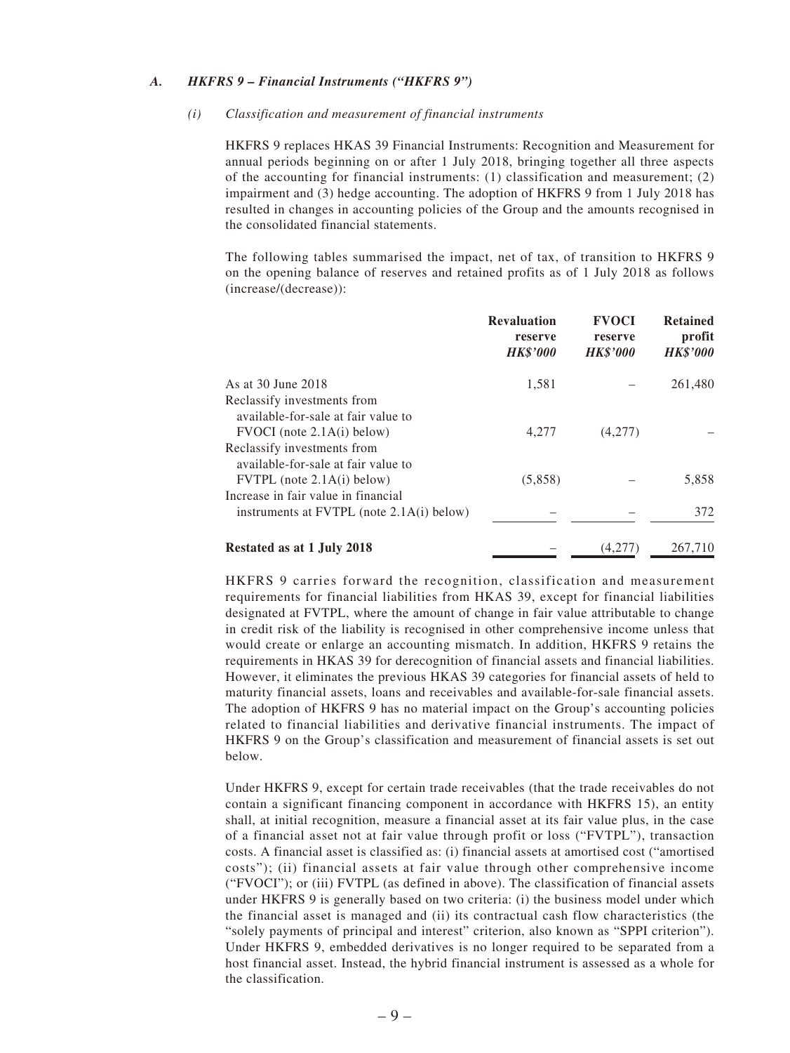### *A. HKFRS 9 – Financial Instruments ("HKFRS 9")*

#### *(i) Classification and measurement of financial instruments*

HKFRS 9 replaces HKAS 39 Financial Instruments: Recognition and Measurement for annual periods beginning on or after 1 July 2018, bringing together all three aspects of the accounting for financial instruments: (1) classification and measurement; (2) impairment and (3) hedge accounting. The adoption of HKFRS 9 from 1 July 2018 has resulted in changes in accounting policies of the Group and the amounts recognised in the consolidated financial statements.

The following tables summarised the impact, net of tax, of transition to HKFRS 9 on the opening balance of reserves and retained profits as of 1 July 2018 as follows (increase/(decrease)):

| | **Revaluation reserve** *HK$'000* | **FVOCI reserve** *HK$'000* | **Retained profit** *HK$'000* |
|---|---|---|---|
| As at 30 June 2018 | 1,581 | – | 261,480 |
| Reclassify investments from available-for-sale at fair value to FVOCI (note 2.1A(i) below) | 4,277 | (4,277) | – |
| Reclassify investments from available-for-sale at fair value to FVTPL (note 2.1A(i) below) | (5,858) | – | 5,858 |
| Increase in fair value in financial instruments at FVTPL (note 2.1A(i) below) | – | – | 372 |
| **Restated as at 1 July 2018** | – | (4,277) | 267,710 |

HKFRS 9 carries forward the recognition, classification and measurement requirements for financial liabilities from HKAS 39, except for financial liabilities designated at FVTPL, where the amount of change in fair value attributable to change in credit risk of the liability is recognised in other comprehensive income unless that would create or enlarge an accounting mismatch. In addition, HKFRS 9 retains the requirements in HKAS 39 for derecognition of financial assets and financial liabilities. However, it eliminates the previous HKAS 39 categories for financial assets of held to maturity financial assets, loans and receivables and available-for-sale financial assets. The adoption of HKFRS 9 has no material impact on the Group's accounting policies related to financial liabilities and derivative financial instruments. The impact of HKFRS 9 on the Group's classification and measurement of financial assets is set out below.

Under HKFRS 9, except for certain trade receivables (that the trade receivables do not contain a significant financing component in accordance with HKFRS 15), an entity shall, at initial recognition, measure a financial asset at its fair value plus, in the case of a financial asset not at fair value through profit or loss ("FVTPL"), transaction costs. A financial asset is classified as: (i) financial assets at amortised cost ("amortised costs"); (ii) financial assets at fair value through other comprehensive income ("FVOCI"); or (iii) FVTPL (as defined in above). The classification of financial assets under HKFRS 9 is generally based on two criteria: (i) the business model under which the financial asset is managed and (ii) its contractual cash flow characteristics (the "solely payments of principal and interest" criterion, also known as "SPPI criterion"). Under HKFRS 9, embedded derivatives is no longer required to be separated from a host financial asset. Instead, the hybrid financial instrument is assessed as a whole for the classification.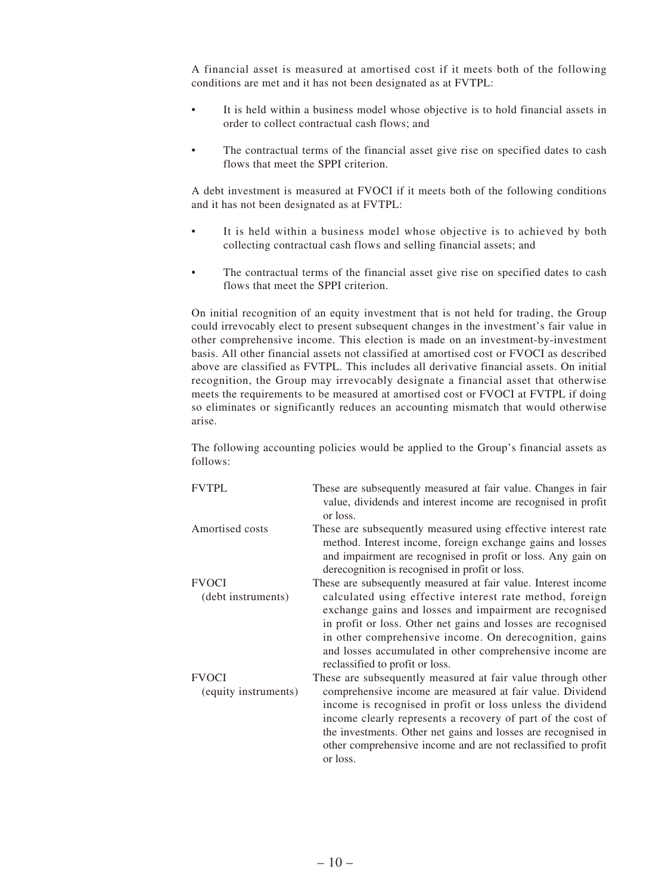A financial asset is measured at amortised cost if it meets both of the following conditions are met and it has not been designated as at FVTPL:

- It is held within a business model whose objective is to hold financial assets in order to collect contractual cash flows; and
- The contractual terms of the financial asset give rise on specified dates to cash flows that meet the SPPI criterion.

A debt investment is measured at FVOCI if it meets both of the following conditions and it has not been designated as at FVTPL:

- It is held within a business model whose objective is to achieved by both collecting contractual cash flows and selling financial assets; and
- The contractual terms of the financial asset give rise on specified dates to cash flows that meet the SPPI criterion.

On initial recognition of an equity investment that is not held for trading, the Group could irrevocably elect to present subsequent changes in the investment's fair value in other comprehensive income. This election is made on an investment-by-investment basis. All other financial assets not classified at amortised cost or FVOCI as described above are classified as FVTPL. This includes all derivative financial assets. On initial recognition, the Group may irrevocably designate a financial asset that otherwise meets the requirements to be measured at amortised cost or FVOCI at FVTPL if doing so eliminates or significantly reduces an accounting mismatch that would otherwise arise.

The following accounting policies would be applied to the Group's financial assets as follows:

| | |
|---|---|
| FVTPL | These are subsequently measured at fair value. Changes in fair value, dividends and interest income are recognised in profit or loss. |
| Amortised costs | These are subsequently measured using effective interest rate method. Interest income, foreign exchange gains and losses and impairment are recognised in profit or loss. Any gain on derecognition is recognised in profit or loss. |
| FVOCI (debt instruments) | These are subsequently measured at fair value. Interest income calculated using effective interest rate method, foreign exchange gains and losses and impairment are recognised in profit or loss. Other net gains and losses are recognised in other comprehensive income. On derecognition, gains and losses accumulated in other comprehensive income are reclassified to profit or loss. |
| FVOCI (equity instruments) | These are subsequently measured at fair value through other comprehensive income are measured at fair value. Dividend income is recognised in profit or loss unless the dividend income clearly represents a recovery of part of the cost of the investments. Other net gains and losses are recognised in other comprehensive income and are not reclassified to profit or loss. |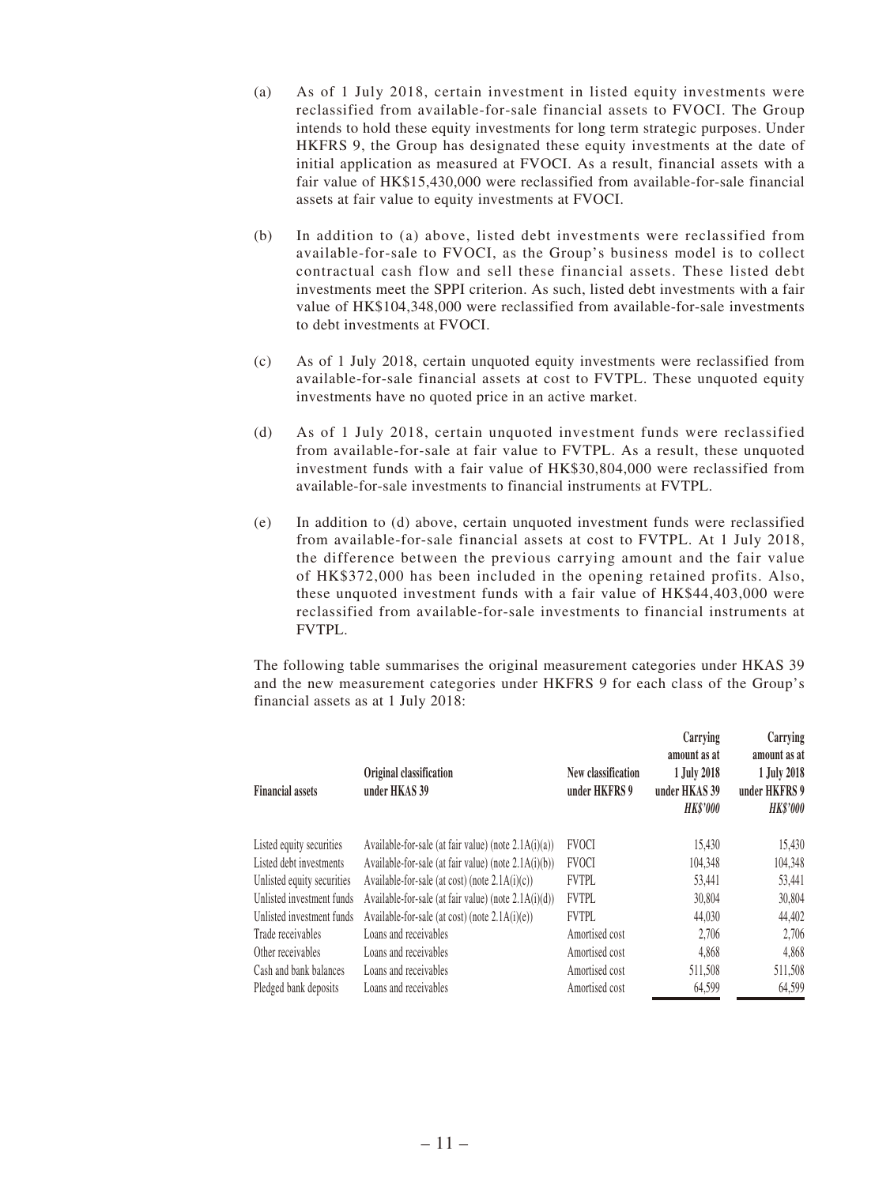(a) As of 1 July 2018, certain investment in listed equity investments were reclassified from available-for-sale financial assets to FVOCI. The Group intends to hold these equity investments for long term strategic purposes. Under HKFRS 9, the Group has designated these equity investments at the date of initial application as measured at FVOCI. As a result, financial assets with a fair value of HK$15,430,000 were reclassified from available-for-sale financial assets at fair value to equity investments at FVOCI.

(b) In addition to (a) above, listed debt investments were reclassified from available-for-sale to FVOCI, as the Group's business model is to collect contractual cash flow and sell these financial assets. These listed debt investments meet the SPPI criterion. As such, listed debt investments with a fair value of HK$104,348,000 were reclassified from available-for-sale investments to debt investments at FVOCI.

(c) As of 1 July 2018, certain unquoted equity investments were reclassified from available-for-sale financial assets at cost to FVTPL. These unquoted equity investments have no quoted price in an active market.

(d) As of 1 July 2018, certain unquoted investment funds were reclassified from available-for-sale at fair value to FVTPL. As a result, these unquoted investment funds with a fair value of HK$30,804,000 were reclassified from available-for-sale investments to financial instruments at FVTPL.

(e) In addition to (d) above, certain unquoted investment funds were reclassified from available-for-sale financial assets at cost to FVTPL. At 1 July 2018, the difference between the previous carrying amount and the fair value of HK$372,000 has been included in the opening retained profits. Also, these unquoted investment funds with a fair value of HK$44,403,000 were reclassified from available-for-sale investments to financial instruments at FVTPL.

The following table summarises the original measurement categories under HKAS 39 and the new measurement categories under HKFRS 9 for each class of the Group's financial assets as at 1 July 2018:

| Financial assets | Original classification under HKAS 39 | New classification under HKFRS 9 | Carrying amount as at 1 July 2018 under HKAS 39 *HK$'000* | Carrying amount as at 1 July 2018 under HKFRS 9 *HK$'000* |
|---|---|---|---|---|
| Listed equity securities | Available-for-sale (at fair value) (note 2.1A(i)(a)) | FVOCI | 15,430 | 15,430 |
| Listed debt investments | Available-for-sale (at fair value) (note 2.1A(i)(b)) | FVOCI | 104,348 | 104,348 |
| Unlisted equity securities | Available-for-sale (at cost) (note 2.1A(i)(c)) | FVTPL | 53,441 | 53,441 |
| Unlisted investment funds | Available-for-sale (at fair value) (note 2.1A(i)(d)) | FVTPL | 30,804 | 30,804 |
| Unlisted investment funds | Available-for-sale (at cost) (note 2.1A(i)(e)) | FVTPL | 44,030 | 44,402 |
| Trade receivables | Loans and receivables | Amortised cost | 2,706 | 2,706 |
| Other receivables | Loans and receivables | Amortised cost | 4,868 | 4,868 |
| Cash and bank balances | Loans and receivables | Amortised cost | 511,508 | 511,508 |
| Pledged bank deposits | Loans and receivables | Amortised cost | 64,599 | 64,599 |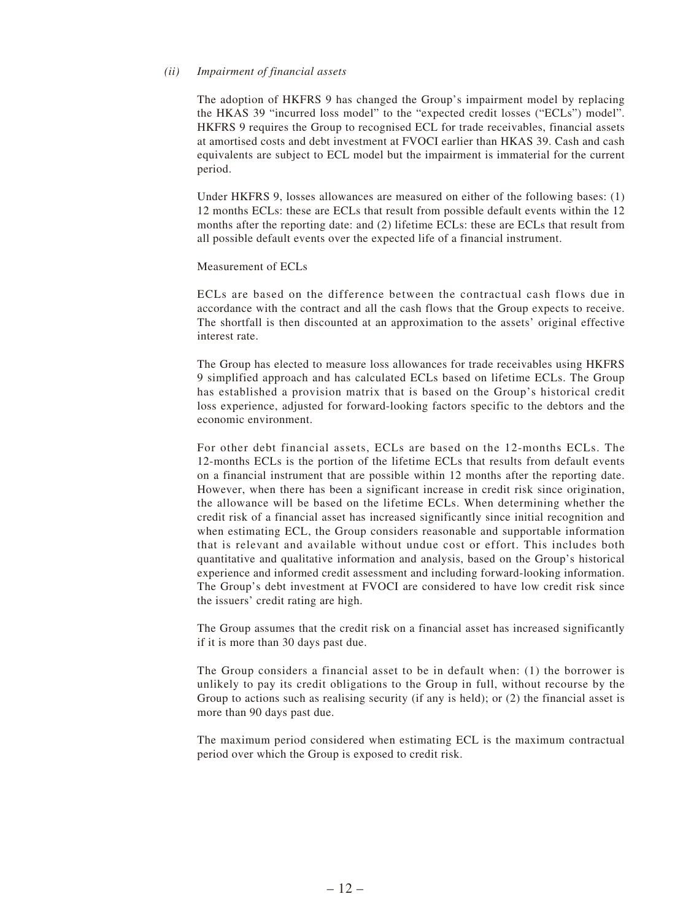*(ii) Impairment of financial assets*

The adoption of HKFRS 9 has changed the Group's impairment model by replacing the HKAS 39 "incurred loss model" to the "expected credit losses ("ECLs") model". HKFRS 9 requires the Group to recognised ECL for trade receivables, financial assets at amortised costs and debt investment at FVOCI earlier than HKAS 39. Cash and cash equivalents are subject to ECL model but the impairment is immaterial for the current period.

Under HKFRS 9, losses allowances are measured on either of the following bases: (1) 12 months ECLs: these are ECLs that result from possible default events within the 12 months after the reporting date: and (2) lifetime ECLs: these are ECLs that result from all possible default events over the expected life of a financial instrument.

Measurement of ECLs

ECLs are based on the difference between the contractual cash flows due in accordance with the contract and all the cash flows that the Group expects to receive. The shortfall is then discounted at an approximation to the assets' original effective interest rate.

The Group has elected to measure loss allowances for trade receivables using HKFRS 9 simplified approach and has calculated ECLs based on lifetime ECLs. The Group has established a provision matrix that is based on the Group's historical credit loss experience, adjusted for forward-looking factors specific to the debtors and the economic environment.

For other debt financial assets, ECLs are based on the 12-months ECLs. The 12-months ECLs is the portion of the lifetime ECLs that results from default events on a financial instrument that are possible within 12 months after the reporting date. However, when there has been a significant increase in credit risk since origination, the allowance will be based on the lifetime ECLs. When determining whether the credit risk of a financial asset has increased significantly since initial recognition and when estimating ECL, the Group considers reasonable and supportable information that is relevant and available without undue cost or effort. This includes both quantitative and qualitative information and analysis, based on the Group's historical experience and informed credit assessment and including forward-looking information. The Group's debt investment at FVOCI are considered to have low credit risk since the issuers' credit rating are high.

The Group assumes that the credit risk on a financial asset has increased significantly if it is more than 30 days past due.

The Group considers a financial asset to be in default when: (1) the borrower is unlikely to pay its credit obligations to the Group in full, without recourse by the Group to actions such as realising security (if any is held); or (2) the financial asset is more than 90 days past due.

The maximum period considered when estimating ECL is the maximum contractual period over which the Group is exposed to credit risk.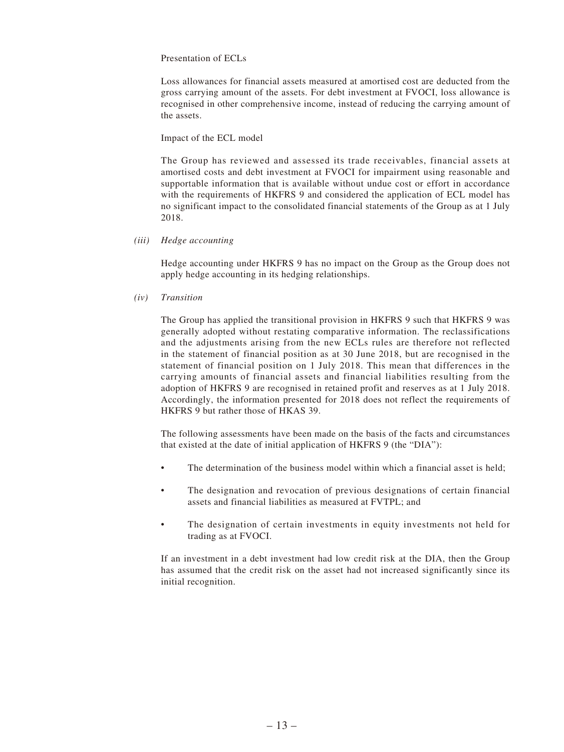Presentation of ECLs

Loss allowances for financial assets measured at amortised cost are deducted from the gross carrying amount of the assets. For debt investment at FVOCI, loss allowance is recognised in other comprehensive income, instead of reducing the carrying amount of the assets.

Impact of the ECL model

The Group has reviewed and assessed its trade receivables, financial assets at amortised costs and debt investment at FVOCI for impairment using reasonable and supportable information that is available without undue cost or effort in accordance with the requirements of HKFRS 9 and considered the application of ECL model has no significant impact to the consolidated financial statements of the Group as at 1 July 2018.

*(iii) Hedge accounting*

Hedge accounting under HKFRS 9 has no impact on the Group as the Group does not apply hedge accounting in its hedging relationships.

*(iv) Transition*

The Group has applied the transitional provision in HKFRS 9 such that HKFRS 9 was generally adopted without restating comparative information. The reclassifications and the adjustments arising from the new ECLs rules are therefore not reflected in the statement of financial position as at 30 June 2018, but are recognised in the statement of financial position on 1 July 2018. This mean that differences in the carrying amounts of financial assets and financial liabilities resulting from the adoption of HKFRS 9 are recognised in retained profit and reserves as at 1 July 2018. Accordingly, the information presented for 2018 does not reflect the requirements of HKFRS 9 but rather those of HKAS 39.

The following assessments have been made on the basis of the facts and circumstances that existed at the date of initial application of HKFRS 9 (the "DIA"):

- The determination of the business model within which a financial asset is held;
- The designation and revocation of previous designations of certain financial assets and financial liabilities as measured at FVTPL; and
- The designation of certain investments in equity investments not held for trading as at FVOCI.

If an investment in a debt investment had low credit risk at the DIA, then the Group has assumed that the credit risk on the asset had not increased significantly since its initial recognition.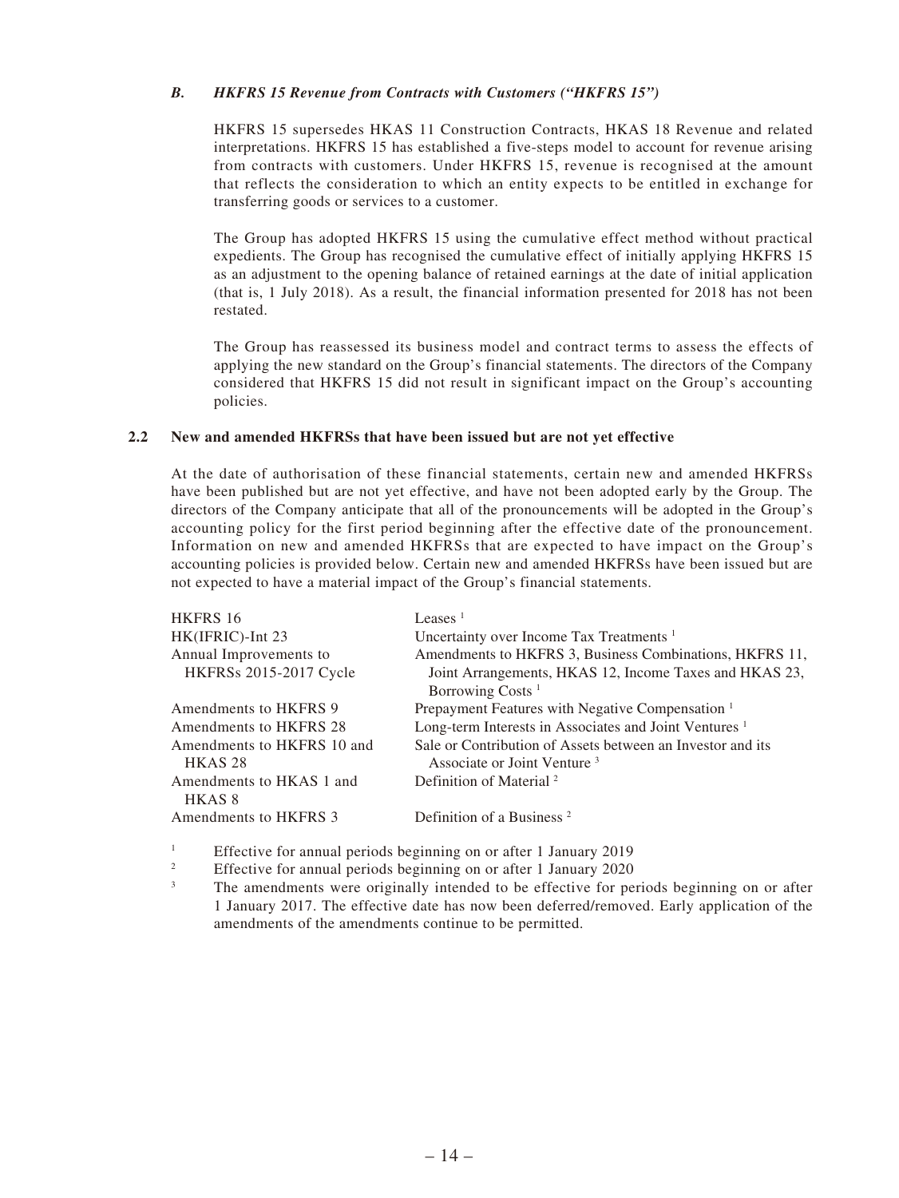### *B. HKFRS 15 Revenue from Contracts with Customers ("HKFRS 15")*

HKFRS 15 supersedes HKAS 11 Construction Contracts, HKAS 18 Revenue and related interpretations. HKFRS 15 has established a five-steps model to account for revenue arising from contracts with customers. Under HKFRS 15, revenue is recognised at the amount that reflects the consideration to which an entity expects to be entitled in exchange for transferring goods or services to a customer.

The Group has adopted HKFRS 15 using the cumulative effect method without practical expedients. The Group has recognised the cumulative effect of initially applying HKFRS 15 as an adjustment to the opening balance of retained earnings at the date of initial application (that is, 1 July 2018). As a result, the financial information presented for 2018 has not been restated.

The Group has reassessed its business model and contract terms to assess the effects of applying the new standard on the Group's financial statements. The directors of the Company considered that HKFRS 15 did not result in significant impact on the Group's accounting policies.

## 2.2 New and amended HKFRSs that have been issued but are not yet effective

At the date of authorisation of these financial statements, certain new and amended HKFRSs have been published but are not yet effective, and have not been adopted early by the Group. The directors of the Company anticipate that all of the pronouncements will be adopted in the Group's accounting policy for the first period beginning after the effective date of the pronouncement. Information on new and amended HKFRSs that are expected to have impact on the Group's accounting policies is provided below. Certain new and amended HKFRSs have been issued but are not expected to have a material impact of the Group's financial statements.

| | |
|---|---|
| HKFRS 16 | Leases [1] |
| HK(IFRIC)-Int 23 | Uncertainty over Income Tax Treatments [1] |
| Annual Improvements to HKFRSs 2015-2017 Cycle | Amendments to HKFRS 3, Business Combinations, HKFRS 11, Joint Arrangements, HKAS 12, Income Taxes and HKAS 23, Borrowing Costs [1] |
| Amendments to HKFRS 9 | Prepayment Features with Negative Compensation [1] |
| Amendments to HKFRS 28 | Long-term Interests in Associates and Joint Ventures [1] |
| Amendments to HKFRS 10 and HKAS 28 | Sale or Contribution of Assets between an Investor and its Associate or Joint Venture [3] |
| Amendments to HKAS 1 and HKAS 8 | Definition of Material [2] |
| Amendments to HKFRS 3 | Definition of a Business [2] |

[1] Effective for annual periods beginning on or after 1 January 2019

[2] Effective for annual periods beginning on or after 1 January 2020

[3] The amendments were originally intended to be effective for periods beginning on or after 1 January 2017. The effective date has now been deferred/removed. Early application of the amendments of the amendments continue to be permitted.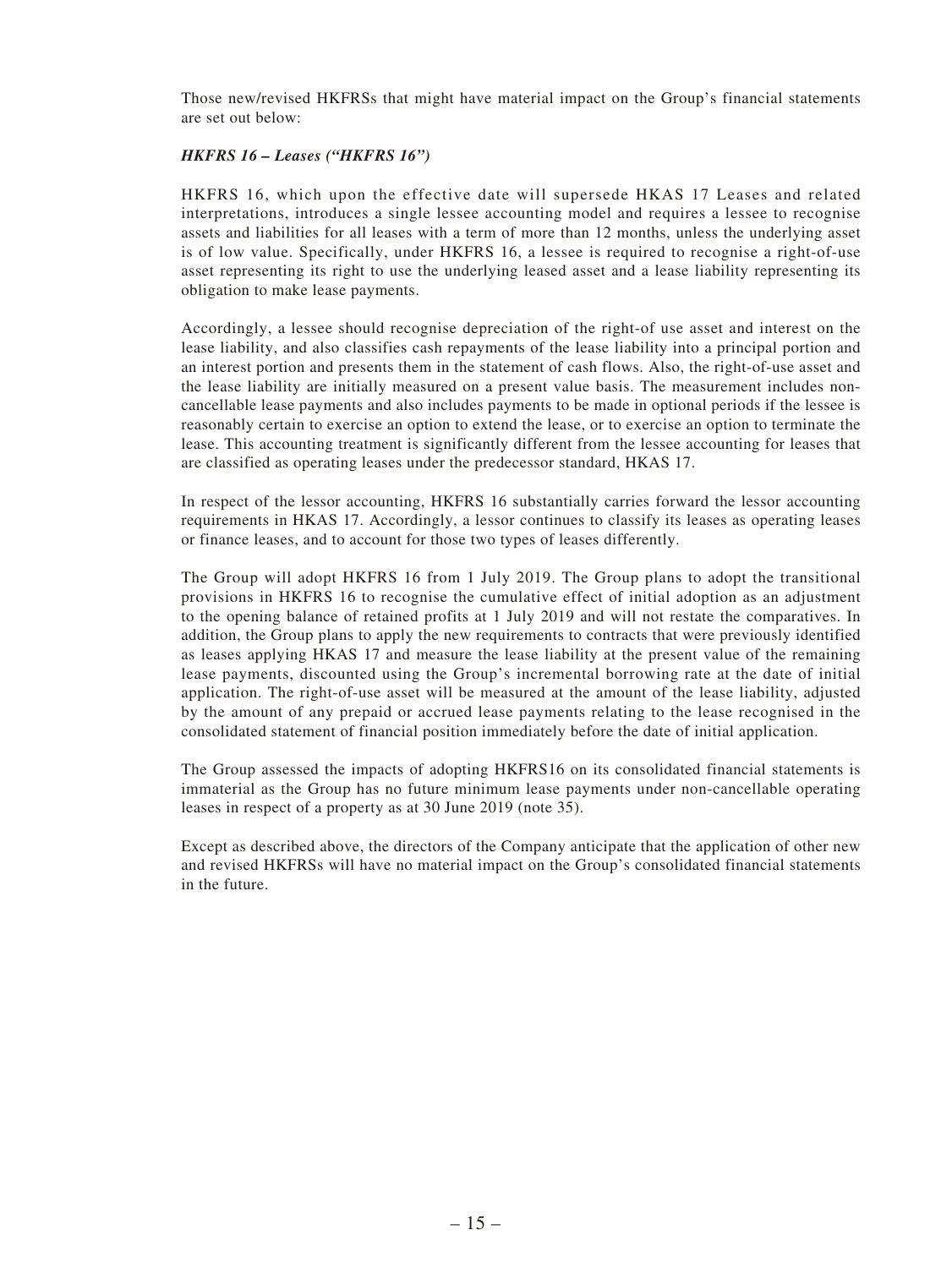Those new/revised HKFRSs that might have material impact on the Group's financial statements are set out below:

***HKFRS 16 – Leases ("HKFRS 16")***

HKFRS 16, which upon the effective date will supersede HKAS 17 Leases and related interpretations, introduces a single lessee accounting model and requires a lessee to recognise assets and liabilities for all leases with a term of more than 12 months, unless the underlying asset is of low value. Specifically, under HKFRS 16, a lessee is required to recognise a right-of-use asset representing its right to use the underlying leased asset and a lease liability representing its obligation to make lease payments.

Accordingly, a lessee should recognise depreciation of the right-of use asset and interest on the lease liability, and also classifies cash repayments of the lease liability into a principal portion and an interest portion and presents them in the statement of cash flows. Also, the right-of-use asset and the lease liability are initially measured on a present value basis. The measurement includes non-cancellable lease payments and also includes payments to be made in optional periods if the lessee is reasonably certain to exercise an option to extend the lease, or to exercise an option to terminate the lease. This accounting treatment is significantly different from the lessee accounting for leases that are classified as operating leases under the predecessor standard, HKAS 17.

In respect of the lessor accounting, HKFRS 16 substantially carries forward the lessor accounting requirements in HKAS 17. Accordingly, a lessor continues to classify its leases as operating leases or finance leases, and to account for those two types of leases differently.

The Group will adopt HKFRS 16 from 1 July 2019. The Group plans to adopt the transitional provisions in HKFRS 16 to recognise the cumulative effect of initial adoption as an adjustment to the opening balance of retained profits at 1 July 2019 and will not restate the comparatives. In addition, the Group plans to apply the new requirements to contracts that were previously identified as leases applying HKAS 17 and measure the lease liability at the present value of the remaining lease payments, discounted using the Group's incremental borrowing rate at the date of initial application. The right-of-use asset will be measured at the amount of the lease liability, adjusted by the amount of any prepaid or accrued lease payments relating to the lease recognised in the consolidated statement of financial position immediately before the date of initial application.

The Group assessed the impacts of adopting HKFRS16 on its consolidated financial statements is immaterial as the Group has no future minimum lease payments under non-cancellable operating leases in respect of a property as at 30 June 2019 (note 35).

Except as described above, the directors of the Company anticipate that the application of other new and revised HKFRSs will have no material impact on the Group's consolidated financial statements in the future.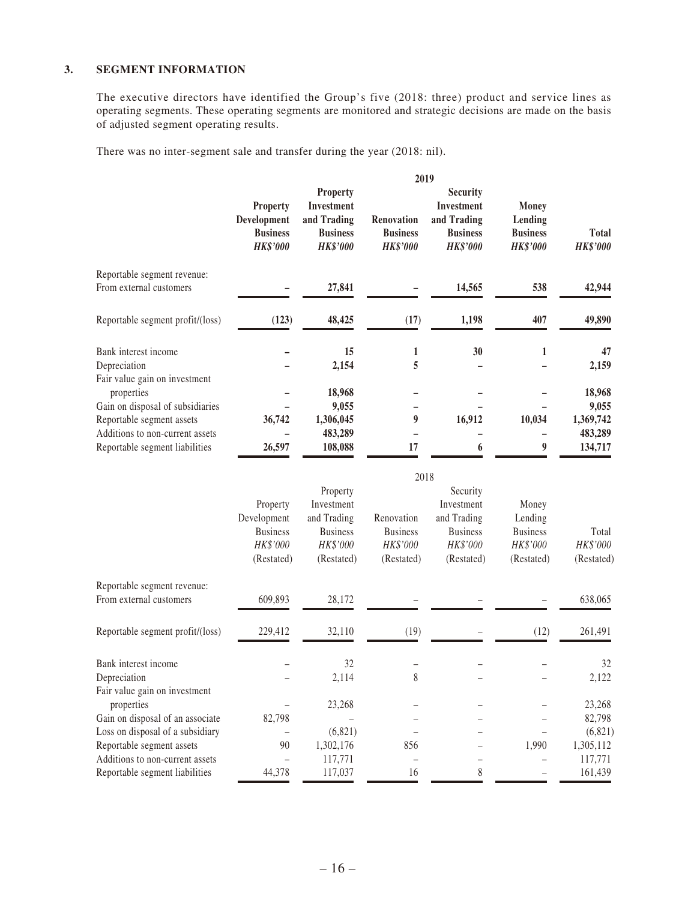### 3. SEGMENT INFORMATION

The executive directors have identified the Group's five (2018: three) product and service lines as operating segments. These operating segments are monitored and strategic decisions are made on the basis of adjusted segment operating results.

There was no inter-segment sale and transfer during the year (2018: nil).

| | **2019** | | | | | |
|---|---|---|---|---|---|---|
| | **Property Development Business** | **Property Investment and Trading Business** | **Renovation Business** | **Security Investment and Trading Business** | **Money Lending Business** | **Total** |
| | ***HK$'000*** | ***HK$'000*** | ***HK$'000*** | ***HK$'000*** | ***HK$'000*** | ***HK$'000*** |
| Reportable segment revenue: | | | | | | |
| From external customers | **–** | **27,841** | **–** | **14,565** | **538** | **42,944** |
| Reportable segment profit/(loss) | **(123)** | **48,425** | **(17)** | **1,198** | **407** | **49,890** |
| Bank interest income | **–** | **15** | **1** | **30** | **1** | **47** |
| Depreciation | **–** | **2,154** | **5** | **–** | **–** | **2,159** |
| Fair value gain on investment properties | **–** | **18,968** | **–** | **–** | **–** | **18,968** |
| Gain on disposal of subsidiaries | **–** | **9,055** | **–** | **–** | **–** | **9,055** |
| Reportable segment assets | **36,742** | **1,306,045** | **9** | **16,912** | **10,034** | **1,369,742** |
| Additions to non-current assets | **–** | **483,289** | **–** | **–** | **–** | **483,289** |
| Reportable segment liabilities | **26,597** | **108,088** | **17** | **6** | **9** | **134,717** |

| | 2018 | | | | | |
|---|---|---|---|---|---|---|
| | Property Development Business | Property Investment and Trading Business | Renovation Business | Security Investment and Trading Business | Money Lending Business | Total |
| | *HK$'000* | *HK$'000* | *HK$'000* | *HK$'000* | *HK$'000* | *HK$'000* |
| | (Restated) | (Restated) | (Restated) | (Restated) | (Restated) | (Restated) |
| Reportable segment revenue: | | | | | | |
| From external customers | 609,893 | 28,172 | – | – | – | 638,065 |
| Reportable segment profit/(loss) | 229,412 | 32,110 | (19) | – | (12) | 261,491 |
| Bank interest income | – | 32 | – | – | – | 32 |
| Depreciation | – | 2,114 | 8 | – | – | 2,122 |
| Fair value gain on investment properties | – | 23,268 | – | – | – | 23,268 |
| Gain on disposal of an associate | 82,798 | – | – | – | – | 82,798 |
| Loss on disposal of a subsidiary | – | (6,821) | – | – | – | (6,821) |
| Reportable segment assets | 90 | 1,302,176 | 856 | – | 1,990 | 1,305,112 |
| Additions to non-current assets | – | 117,771 | – | – | – | 117,771 |
| Reportable segment liabilities | 44,378 | 117,037 | 16 | 8 | – | 161,439 |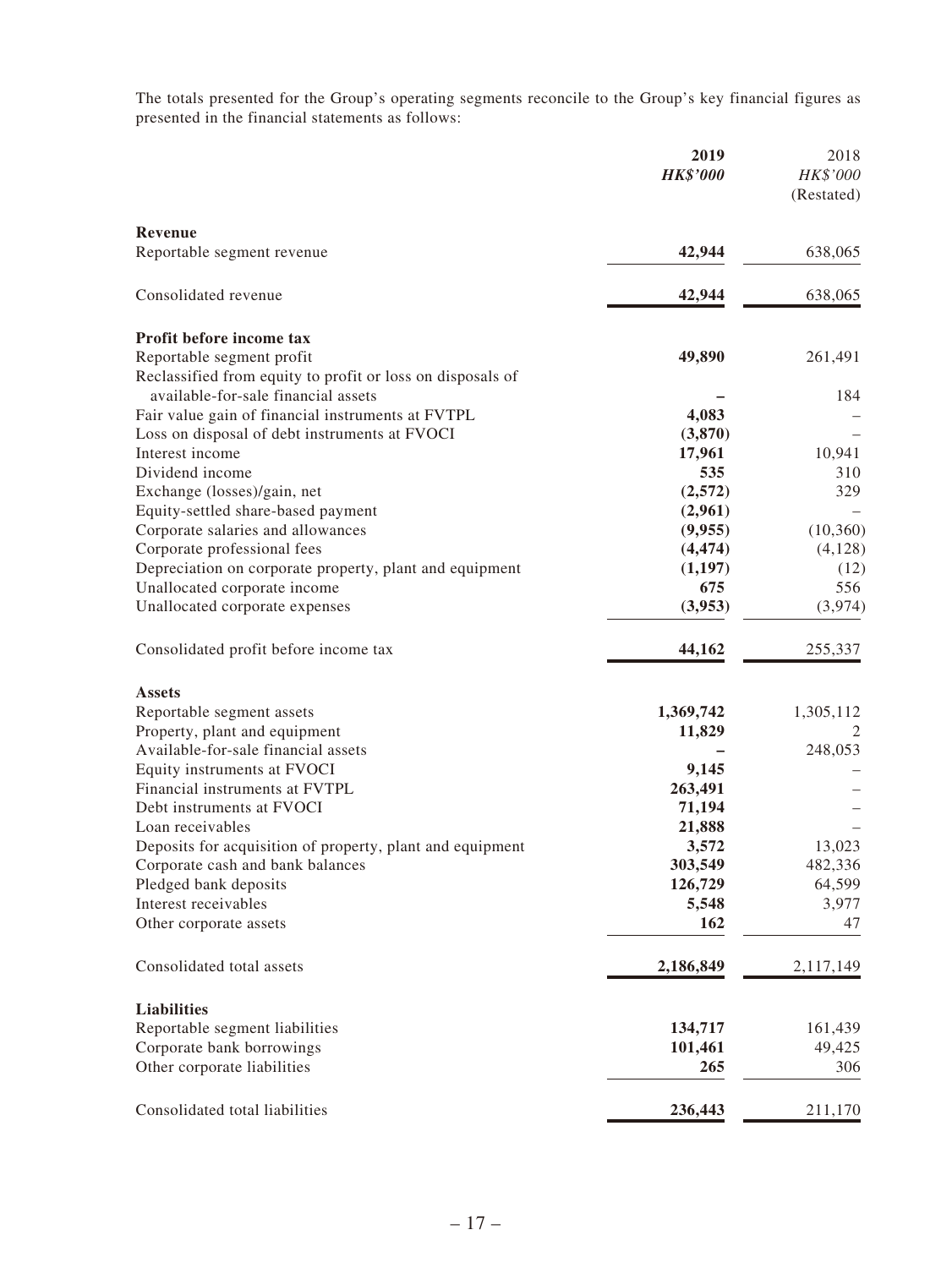The totals presented for the Group's operating segments reconcile to the Group's key financial figures as presented in the financial statements as follows:

| | **2019** | 2018 |
|---|---|---|
| | ***HK$'000*** | *HK$'000* |
| | | (Restated) |
| **Revenue** | | |
| Reportable segment revenue | **42,944** | 638,065 |
| Consolidated revenue | **42,944** | 638,065 |
| **Profit before income tax** | | |
| Reportable segment profit | **49,890** | 261,491 |
| Reclassified from equity to profit or loss on disposals of available-for-sale financial assets | **–** | 184 |
| Fair value gain of financial instruments at FVTPL | **4,083** | – |
| Loss on disposal of debt instruments at FVOCI | **(3,870)** | – |
| Interest income | **17,961** | 10,941 |
| Dividend income | **535** | 310 |
| Exchange (losses)/gain, net | **(2,572)** | 329 |
| Equity-settled share-based payment | **(2,961)** | – |
| Corporate salaries and allowances | **(9,955)** | (10,360) |
| Corporate professional fees | **(4,474)** | (4,128) |
| Depreciation on corporate property, plant and equipment | **(1,197)** | (12) |
| Unallocated corporate income | **675** | 556 |
| Unallocated corporate expenses | **(3,953)** | (3,974) |
| Consolidated profit before income tax | **44,162** | 255,337 |
| **Assets** | | |
| Reportable segment assets | **1,369,742** | 1,305,112 |
| Property, plant and equipment | **11,829** | 2 |
| Available-for-sale financial assets | **–** | 248,053 |
| Equity instruments at FVOCI | **9,145** | – |
| Financial instruments at FVTPL | **263,491** | – |
| Debt instruments at FVOCI | **71,194** | – |
| Loan receivables | **21,888** | – |
| Deposits for acquisition of property, plant and equipment | **3,572** | 13,023 |
| Corporate cash and bank balances | **303,549** | 482,336 |
| Pledged bank deposits | **126,729** | 64,599 |
| Interest receivables | **5,548** | 3,977 |
| Other corporate assets | **162** | 47 |
| Consolidated total assets | **2,186,849** | 2,117,149 |
| **Liabilities** | | |
| Reportable segment liabilities | **134,717** | 161,439 |
| Corporate bank borrowings | **101,461** | 49,425 |
| Other corporate liabilities | **265** | 306 |
| Consolidated total liabilities | **236,443** | 211,170 |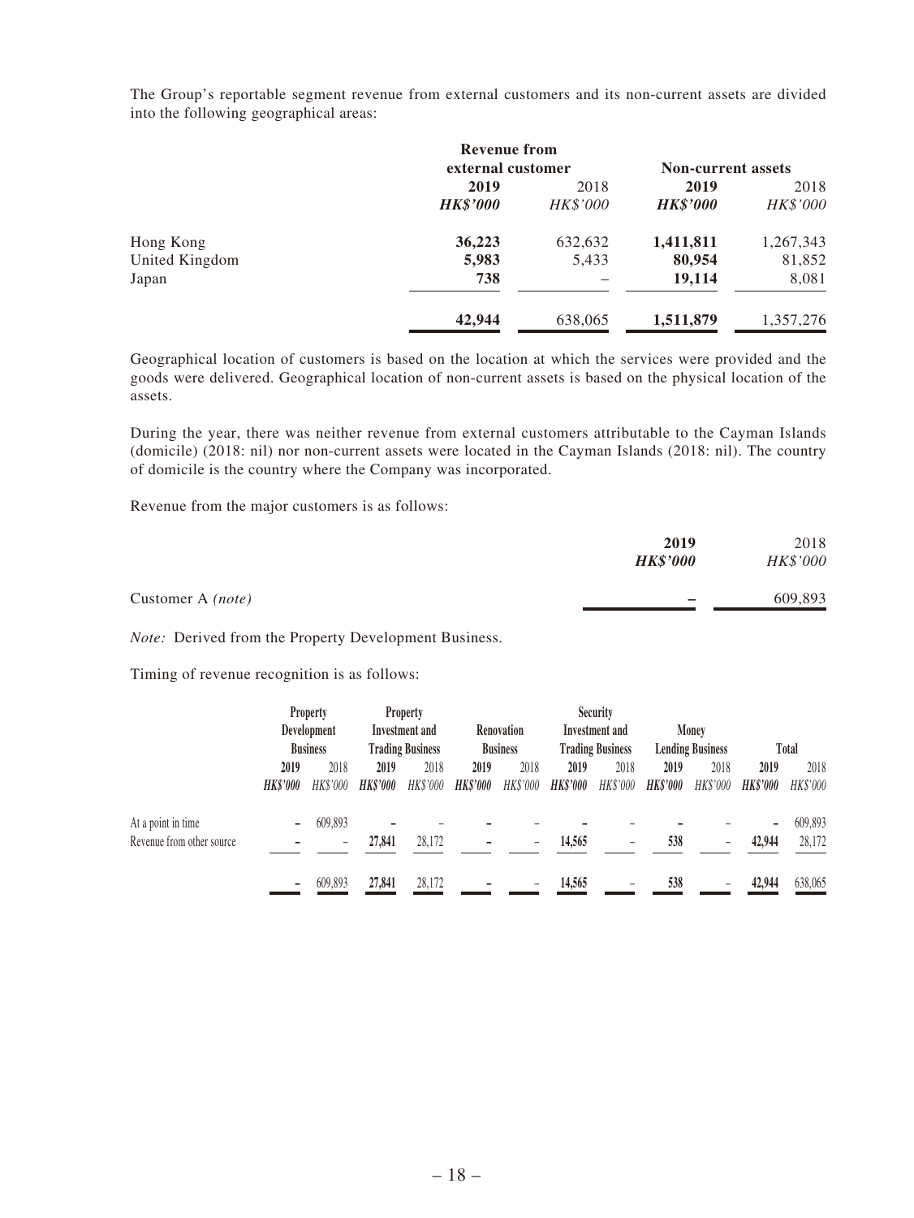The Group's reportable segment revenue from external customers and its non-current assets are divided into the following geographical areas:

| | Revenue from external customer | | Non-current assets | |
|---|---|---|---|---|
| | **2019** | 2018 | **2019** | 2018 |
| | ***HK$'000*** | *HK$'000* | ***HK$'000*** | *HK$'000* |
| Hong Kong | **36,223** | 632,632 | **1,411,811** | 1,267,343 |
| United Kingdom | **5,983** | 5,433 | **80,954** | 81,852 |
| Japan | **738** | – | **19,114** | 8,081 |
| | **42,944** | 638,065 | **1,511,879** | 1,357,276 |

Geographical location of customers is based on the location at which the services were provided and the goods were delivered. Geographical location of non-current assets is based on the physical location of the assets.

During the year, there was neither revenue from external customers attributable to the Cayman Islands (domicile) (2018: nil) nor non-current assets were located in the Cayman Islands (2018: nil). The country of domicile is the country where the Company was incorporated.

Revenue from the major customers is as follows:

| | **2019** | 2018 |
|---|---|---|
| | ***HK$'000*** | *HK$'000* |
| Customer A *(note)* | **–** | 609,893 |

*Note:* Derived from the Property Development Business.

Timing of revenue recognition is as follows:

| | Property Development Business | | Property Investment and Trading Business | | Renovation Business | | Security Investment and Trading Business | | Money Lending Business | | Total | |
|---|---|---|---|---|---|---|---|---|---|---|---|---|
| | **2019** | 2018 | **2019** | 2018 | **2019** | 2018 | **2019** | 2018 | **2019** | 2018 | **2019** | 2018 |
| | ***HK$'000*** | *HK$'000* | ***HK$'000*** | *HK$'000* | ***HK$'000*** | *HK$'000* | ***HK$'000*** | *HK$'000* | ***HK$'000*** | *HK$'000* | ***HK$'000*** | *HK$'000* |
| At a point in time | **–** | 609,893 | **–** | – | **–** | – | **–** | – | **–** | – | **–** | 609,893 |
| Revenue from other source | **–** | – | **27,841** | 28,172 | **–** | – | **14,565** | – | **538** | – | **42,944** | 28,172 |
| | **–** | 609,893 | **27,841** | 28,172 | **–** | – | **14,565** | – | **538** | – | **42,944** | 638,065 |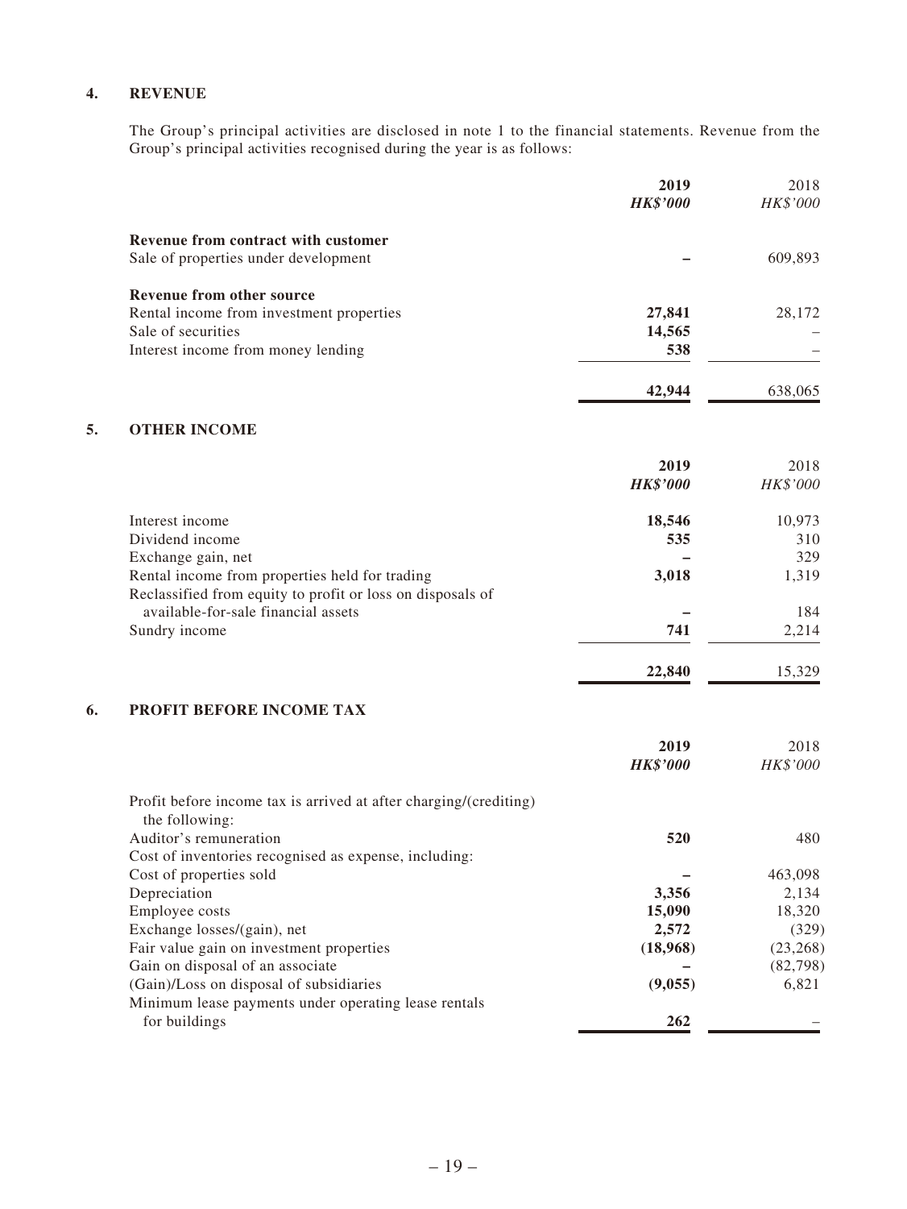## 4. REVENUE

The Group's principal activities are disclosed in note 1 to the financial statements. Revenue from the Group's principal activities recognised during the year is as follows:

| | 2019 | 2018 |
|---|---|---|
| | ***HK$'000*** | *HK$'000* |
| **Revenue from contract with customer** | | |
| Sale of properties under development | **–** | 609,893 |
| **Revenue from other source** | | |
| Rental income from investment properties | **27,841** | 28,172 |
| Sale of securities | **14,565** | – |
| Interest income from money lending | **538** | – |
| | **42,944** | 638,065 |

## 5. OTHER INCOME

| | 2019 | 2018 |
|---|---|---|
| | ***HK$'000*** | *HK$'000* |
| Interest income | **18,546** | 10,973 |
| Dividend income | **535** | 310 |
| Exchange gain, net | **–** | 329 |
| Rental income from properties held for trading | **3,018** | 1,319 |
| Reclassified from equity to profit or loss on disposals of available-for-sale financial assets | **–** | 184 |
| Sundry income | **741** | 2,214 |
| | **22,840** | 15,329 |

## 6. PROFIT BEFORE INCOME TAX

| | 2019 | 2018 |
|---|---|---|
| | ***HK$'000*** | *HK$'000* |
| Profit before income tax is arrived at after charging/(crediting) the following: | | |
| Auditor's remuneration | **520** | 480 |
| Cost of inventories recognised as expense, including: | | |
| Cost of properties sold | **–** | 463,098 |
| Depreciation | **3,356** | 2,134 |
| Employee costs | **15,090** | 18,320 |
| Exchange losses/(gain), net | **2,572** | (329) |
| Fair value gain on investment properties | **(18,968)** | (23,268) |
| Gain on disposal of an associate | **–** | (82,798) |
| (Gain)/Loss on disposal of subsidiaries | **(9,055)** | 6,821 |
| Minimum lease payments under operating lease rentals for buildings | **262** | – |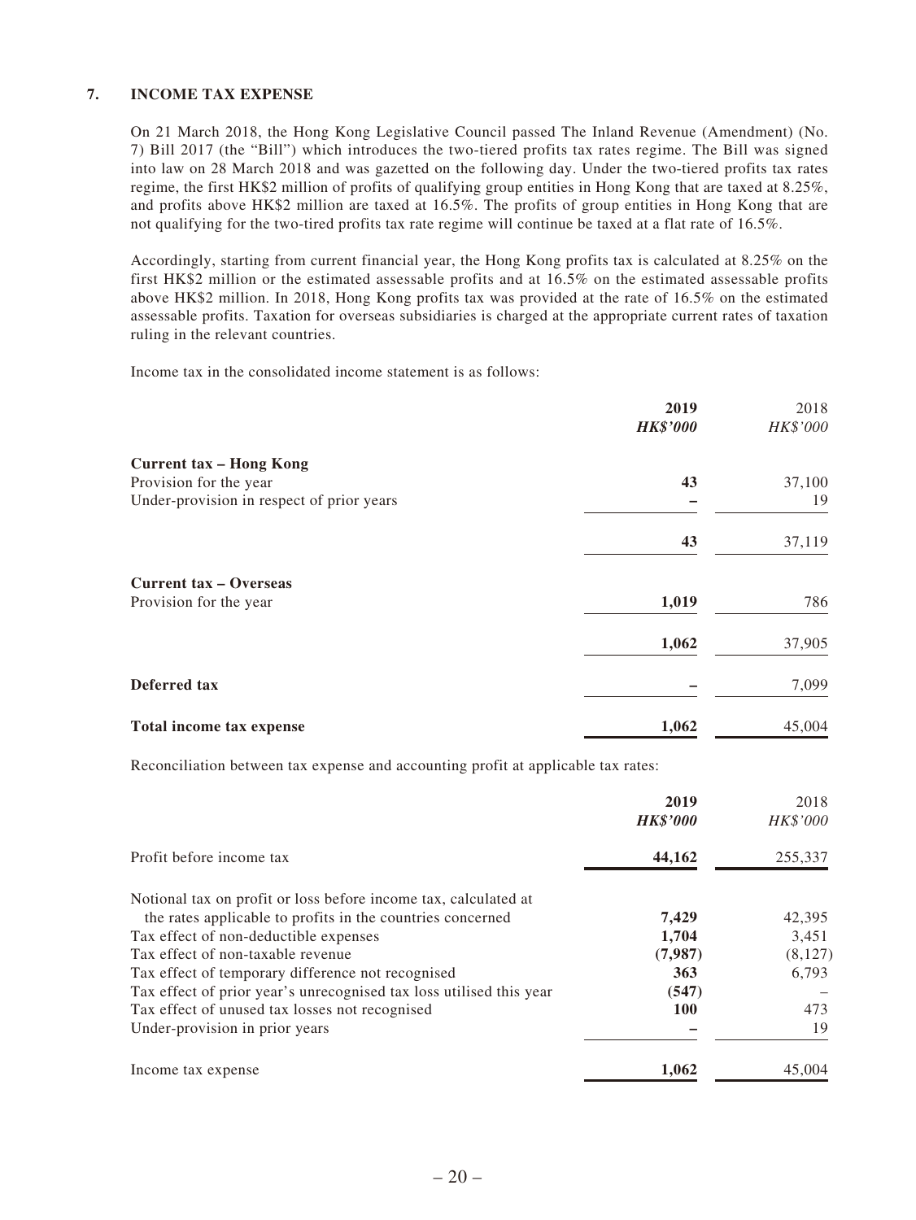## 7. INCOME TAX EXPENSE

On 21 March 2018, the Hong Kong Legislative Council passed The Inland Revenue (Amendment) (No. 7) Bill 2017 (the "Bill") which introduces the two-tiered profits tax rates regime. The Bill was signed into law on 28 March 2018 and was gazetted on the following day. Under the two-tiered profits tax rates regime, the first HK$2 million of profits of qualifying group entities in Hong Kong that are taxed at 8.25%, and profits above HK$2 million are taxed at 16.5%. The profits of group entities in Hong Kong that are not qualifying for the two-tired profits tax rate regime will continue be taxed at a flat rate of 16.5%.

Accordingly, starting from current financial year, the Hong Kong profits tax is calculated at 8.25% on the first HK$2 million or the estimated assessable profits and at 16.5% on the estimated assessable profits above HK$2 million. In 2018, Hong Kong profits tax was provided at the rate of 16.5% on the estimated assessable profits. Taxation for overseas subsidiaries is charged at the appropriate current rates of taxation ruling in the relevant countries.

Income tax in the consolidated income statement is as follows:

| | **2019** | 2018 |
|---|---|---|
| | ***HK$'000*** | *HK$'000* |
| **Current tax – Hong Kong** | | |
| Provision for the year | **43** | 37,100 |
| Under-provision in respect of prior years | **–** | 19 |
| | **43** | 37,119 |
| **Current tax – Overseas** | | |
| Provision for the year | **1,019** | 786 |
| | **1,062** | 37,905 |
| **Deferred tax** | **–** | 7,099 |
| **Total income tax expense** | **1,062** | 45,004 |

Reconciliation between tax expense and accounting profit at applicable tax rates:

| | **2019** | 2018 |
|---|---|---|
| | ***HK$'000*** | *HK$'000* |
| Profit before income tax | **44,162** | 255,337 |
| Notional tax on profit or loss before income tax, calculated at the rates applicable to profits in the countries concerned | **7,429** | 42,395 |
| Tax effect of non-deductible expenses | **1,704** | 3,451 |
| Tax effect of non-taxable revenue | **(7,987)** | (8,127) |
| Tax effect of temporary difference not recognised | **363** | 6,793 |
| Tax effect of prior year's unrecognised tax loss utilised this year | **(547)** | – |
| Tax effect of unused tax losses not recognised | **100** | 473 |
| Under-provision in prior years | **–** | 19 |
| Income tax expense | **1,062** | 45,004 |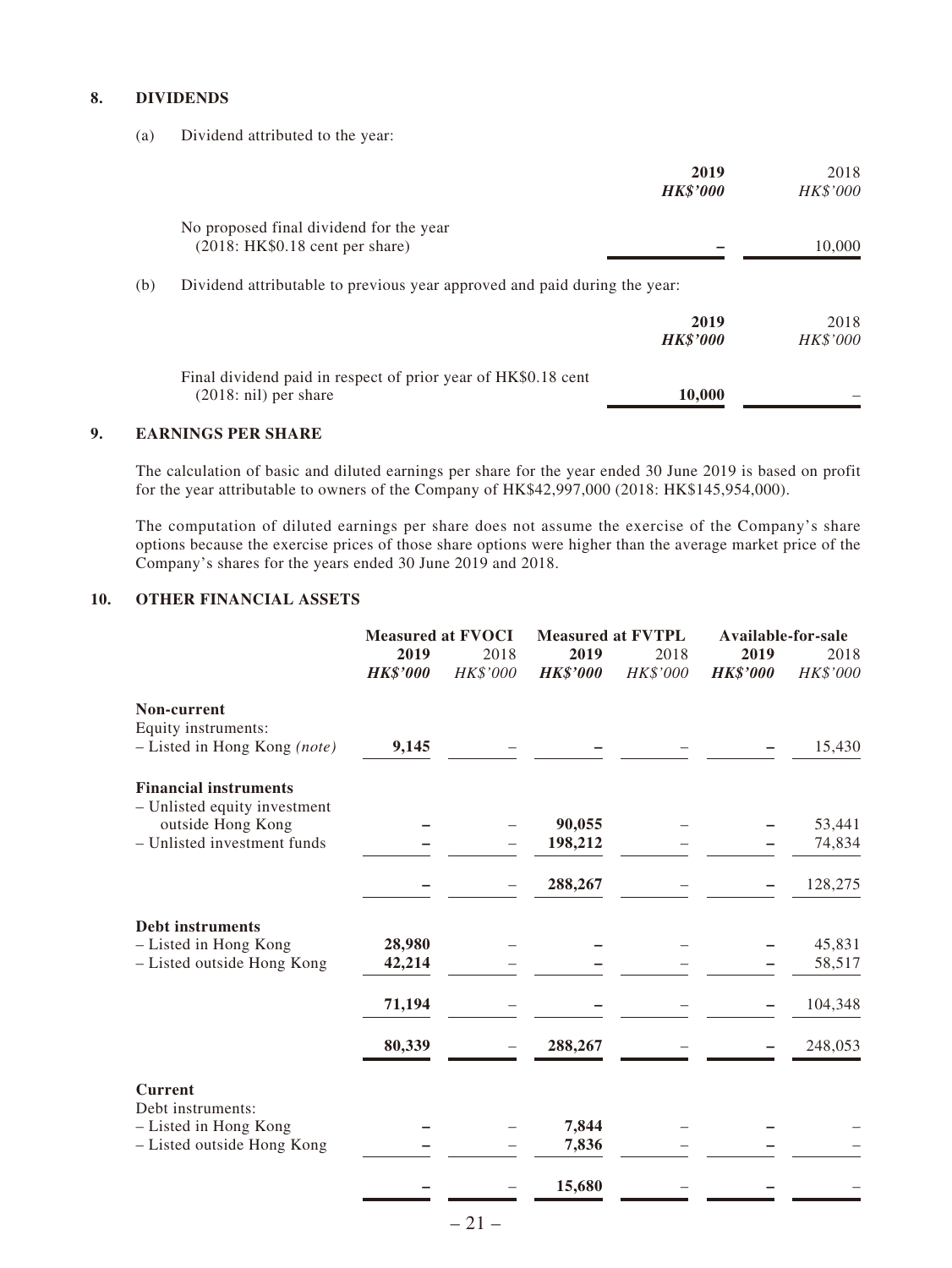## 8. DIVIDENDS

(a) Dividend attributed to the year:

| | **2019** | 2018 |
|---|---|---|
| | ***HK$'000*** | *HK$'000* |
| No proposed final dividend for the year (2018: HK$0.18 cent per share) | **–** | 10,000 |

(b) Dividend attributable to previous year approved and paid during the year:

| | **2019** | 2018 |
|---|---|---|
| | ***HK$'000*** | *HK$'000* |
| Final dividend paid in respect of prior year of HK$0.18 cent (2018: nil) per share | **10,000** | – |

## 9. EARNINGS PER SHARE

The calculation of basic and diluted earnings per share for the year ended 30 June 2019 is based on profit for the year attributable to owners of the Company of HK$42,997,000 (2018: HK$145,954,000).

The computation of diluted earnings per share does not assume the exercise of the Company's share options because the exercise prices of those share options were higher than the average market price of the Company's shares for the years ended 30 June 2019 and 2018.

## 10. OTHER FINANCIAL ASSETS

| | **Measured at FVOCI** | | **Measured at FVTPL** | | **Available-for-sale** | |
|---|---|---|---|---|---|---|
| | **2019** | 2018 | **2019** | 2018 | **2019** | 2018 |
| | ***HK$'000*** | *HK$'000* | ***HK$'000*** | *HK$'000* | ***HK$'000*** | *HK$'000* |
| **Non-current** | | | | | | |
| Equity instruments: | | | | | | |
| – Listed in Hong Kong *(note)* | **9,145** | – | **–** | – | **–** | 15,430 |
| **Financial instruments** | | | | | | |
| – Unlisted equity investment outside Hong Kong | **–** | – | **90,055** | – | **–** | 53,441 |
| – Unlisted investment funds | **–** | – | **198,212** | – | **–** | 74,834 |
| | **–** | – | **288,267** | – | **–** | 128,275 |
| **Debt instruments** | | | | | | |
| – Listed in Hong Kong | **28,980** | – | **–** | – | **–** | 45,831 |
| – Listed outside Hong Kong | **42,214** | – | **–** | – | **–** | 58,517 |
| | **71,194** | – | **–** | – | **–** | 104,348 |
| | **80,339** | – | **288,267** | – | **–** | 248,053 |
| **Current** | | | | | | |
| Debt instruments: | | | | | | |
| – Listed in Hong Kong | **–** | – | **7,844** | – | **–** | – |
| – Listed outside Hong Kong | **–** | – | **7,836** | – | **–** | – |
| | **–** | – | **15,680** | – | **–** | – |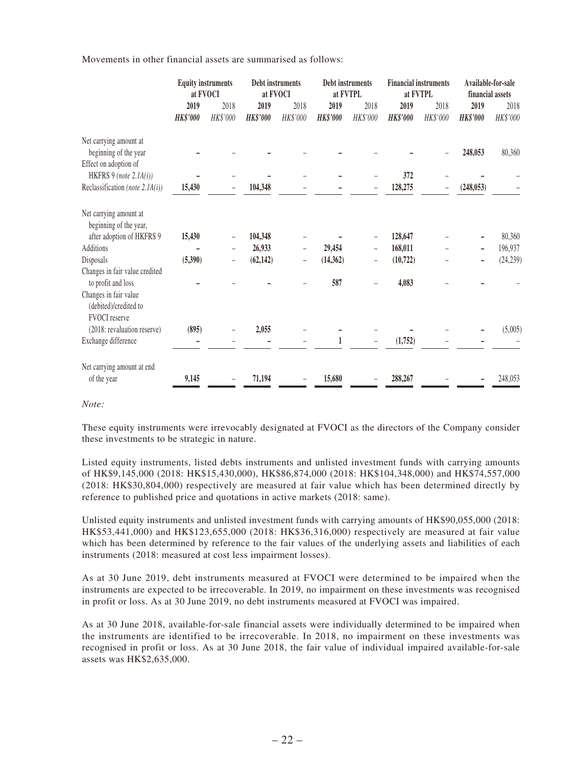Movements in other financial assets are summarised as follows:

| | Equity instruments at FVOCI | | Debt instruments at FVOCI | | Debt instruments at FVTPL | | Financial instruments at FVTPL | | Available-for-sale financial assets | |
|---|---|---|---|---|---|---|---|---|---|---|
| | **2019** | 2018 | **2019** | 2018 | **2019** | 2018 | **2019** | 2018 | **2019** | 2018 |
| | ***HK$'000*** | *HK$'000* | ***HK$'000*** | *HK$'000* | ***HK$'000*** | *HK$'000* | ***HK$'000*** | *HK$'000* | ***HK$'000*** | *HK$'000* |
| Net carrying amount at beginning of the year | **–** | – | **–** | – | **–** | – | **–** | – | **248,053** | 80,360 |
| Effect on adoption of HKFRS 9 *(note 2.1A(i))* | **–** | – | **–** | – | **–** | – | **372** | – | **–** | – |
| Reclassification *(note 2.1A(i))* | **15,430** | – | **104,348** | – | **–** | – | **128,275** | – | **(248,053)** | – |
| Net carrying amount at beginning of the year, after adoption of HKFRS 9 | **15,430** | – | **104,348** | – | **–** | – | **128,647** | – | **–** | 80,360 |
| Additions | **–** | – | **26,933** | – | **29,454** | – | **168,011** | – | **–** | 196,937 |
| Disposals | **(5,390)** | – | **(62,142)** | – | **(14,362)** | – | **(10,722)** | – | **–** | (24,239) |
| Changes in fair value credited to profit and loss | **–** | – | **–** | – | **587** | – | **4,083** | – | **–** | – |
| Changes in fair value (debited)/credited to FVOCI reserve (2018: revaluation reserve) | **(895)** | – | **2,055** | – | **–** | – | **–** | – | **–** | (5,005) |
| Exchange difference | **–** | – | **–** | – | **1** | – | **(1,752)** | – | **–** | – |
| Net carrying amount at end of the year | **9,145** | – | **71,194** | – | **15,680** | – | **288,267** | – | **–** | 248,053 |

*Note:*

These equity instruments were irrevocably designated at FVOCI as the directors of the Company consider these investments to be strategic in nature.

Listed equity instruments, listed debts instruments and unlisted investment funds with carrying amounts of HK$9,145,000 (2018: HK$15,430,000), HK$86,874,000 (2018: HK$104,348,000) and HK$74,557,000 (2018: HK$30,804,000) respectively are measured at fair value which has been determined directly by reference to published price and quotations in active markets (2018: same).

Unlisted equity instruments and unlisted investment funds with carrying amounts of HK$90,055,000 (2018: HK$53,441,000) and HK$123,655,000 (2018: HK$36,316,000) respectively are measured at fair value which has been determined by reference to the fair values of the underlying assets and liabilities of each instruments (2018: measured at cost less impairment losses).

As at 30 June 2019, debt instruments measured at FVOCI were determined to be impaired when the instruments are expected to be irrecoverable. In 2019, no impairment on these investments was recognised in profit or loss. As at 30 June 2019, no debt instruments measured at FVOCI was impaired.

As at 30 June 2018, available-for-sale financial assets were individually determined to be impaired when the instruments are identified to be irrecoverable. In 2018, no impairment on these investments was recognised in profit or loss. As at 30 June 2018, the fair value of individual impaired available-for-sale assets was HK$2,635,000.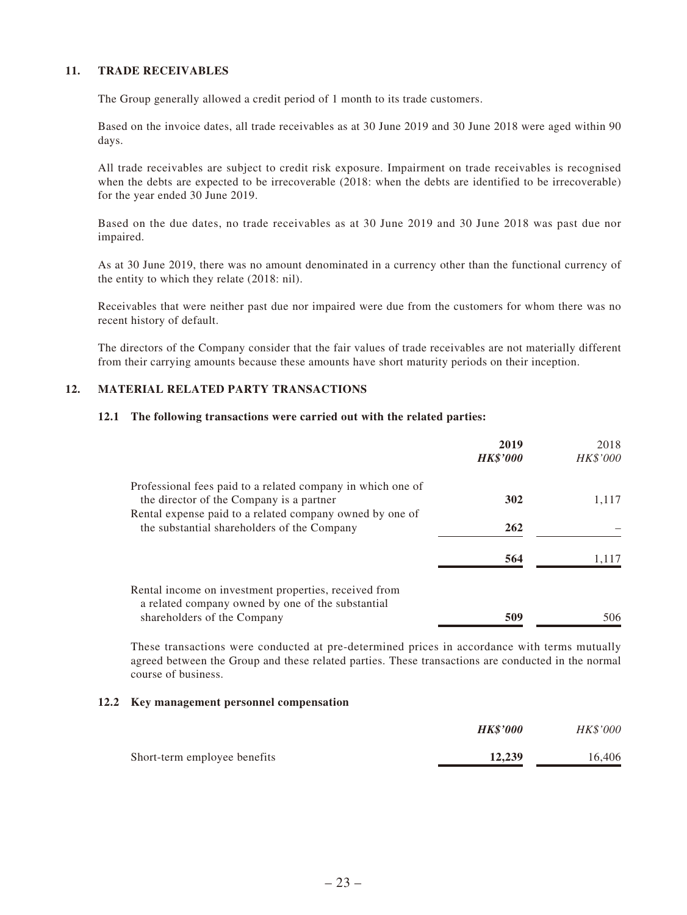## 11. TRADE RECEIVABLES

The Group generally allowed a credit period of 1 month to its trade customers.

Based on the invoice dates, all trade receivables as at 30 June 2019 and 30 June 2018 were aged within 90 days.

All trade receivables are subject to credit risk exposure. Impairment on trade receivables is recognised when the debts are expected to be irrecoverable (2018: when the debts are identified to be irrecoverable) for the year ended 30 June 2019.

Based on the due dates, no trade receivables as at 30 June 2019 and 30 June 2018 was past due nor impaired.

As at 30 June 2019, there was no amount denominated in a currency other than the functional currency of the entity to which they relate (2018: nil).

Receivables that were neither past due nor impaired were due from the customers for whom there was no recent history of default.

The directors of the Company consider that the fair values of trade receivables are not materially different from their carrying amounts because these amounts have short maturity periods on their inception.

## 12. MATERIAL RELATED PARTY TRANSACTIONS

### 12.1 The following transactions were carried out with the related parties:

| | **2019** | 2018 |
|---|---|---|
| | ***HK$'000*** | *HK$'000* |
| Professional fees paid to a related company in which one of the director of the Company is a partner | **302** | 1,117 |
| Rental expense paid to a related company owned by one of the substantial shareholders of the Company | **262** | – |
| | **564** | 1,117 |
| Rental income on investment properties, received from a related company owned by one of the substantial shareholders of the Company | **509** | 506 |

These transactions were conducted at pre-determined prices in accordance with terms mutually agreed between the Group and these related parties. These transactions are conducted in the normal course of business.

### 12.2 Key management personnel compensation

| | ***HK$'000*** | *HK$'000* |
|---|---|---|
| Short-term employee benefits | **12,239** | 16,406 |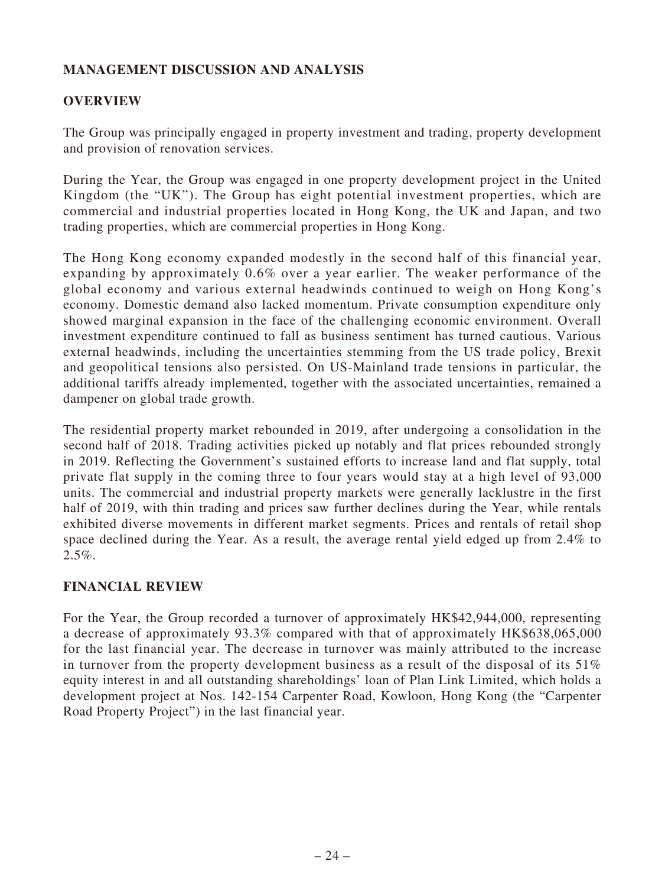## MANAGEMENT DISCUSSION AND ANALYSIS

### OVERVIEW

The Group was principally engaged in property investment and trading, property development and provision of renovation services.

During the Year, the Group was engaged in one property development project in the United Kingdom (the "UK"). The Group has eight potential investment properties, which are commercial and industrial properties located in Hong Kong, the UK and Japan, and two trading properties, which are commercial properties in Hong Kong.

The Hong Kong economy expanded modestly in the second half of this financial year, expanding by approximately 0.6% over a year earlier. The weaker performance of the global economy and various external headwinds continued to weigh on Hong Kong's economy. Domestic demand also lacked momentum. Private consumption expenditure only showed marginal expansion in the face of the challenging economic environment. Overall investment expenditure continued to fall as business sentiment has turned cautious. Various external headwinds, including the uncertainties stemming from the US trade policy, Brexit and geopolitical tensions also persisted. On US-Mainland trade tensions in particular, the additional tariffs already implemented, together with the associated uncertainties, remained a dampener on global trade growth.

The residential property market rebounded in 2019, after undergoing a consolidation in the second half of 2018. Trading activities picked up notably and flat prices rebounded strongly in 2019. Reflecting the Government's sustained efforts to increase land and flat supply, total private flat supply in the coming three to four years would stay at a high level of 93,000 units. The commercial and industrial property markets were generally lacklustre in the first half of 2019, with thin trading and prices saw further declines during the Year, while rentals exhibited diverse movements in different market segments. Prices and rentals of retail shop space declined during the Year. As a result, the average rental yield edged up from 2.4% to 2.5%.

### FINANCIAL REVIEW

For the Year, the Group recorded a turnover of approximately HK$42,944,000, representing a decrease of approximately 93.3% compared with that of approximately HK$638,065,000 for the last financial year. The decrease in turnover was mainly attributed to the increase in turnover from the property development business as a result of the disposal of its 51% equity interest in and all outstanding shareholdings' loan of Plan Link Limited, which holds a development project at Nos. 142-154 Carpenter Road, Kowloon, Hong Kong (the "Carpenter Road Property Project") in the last financial year.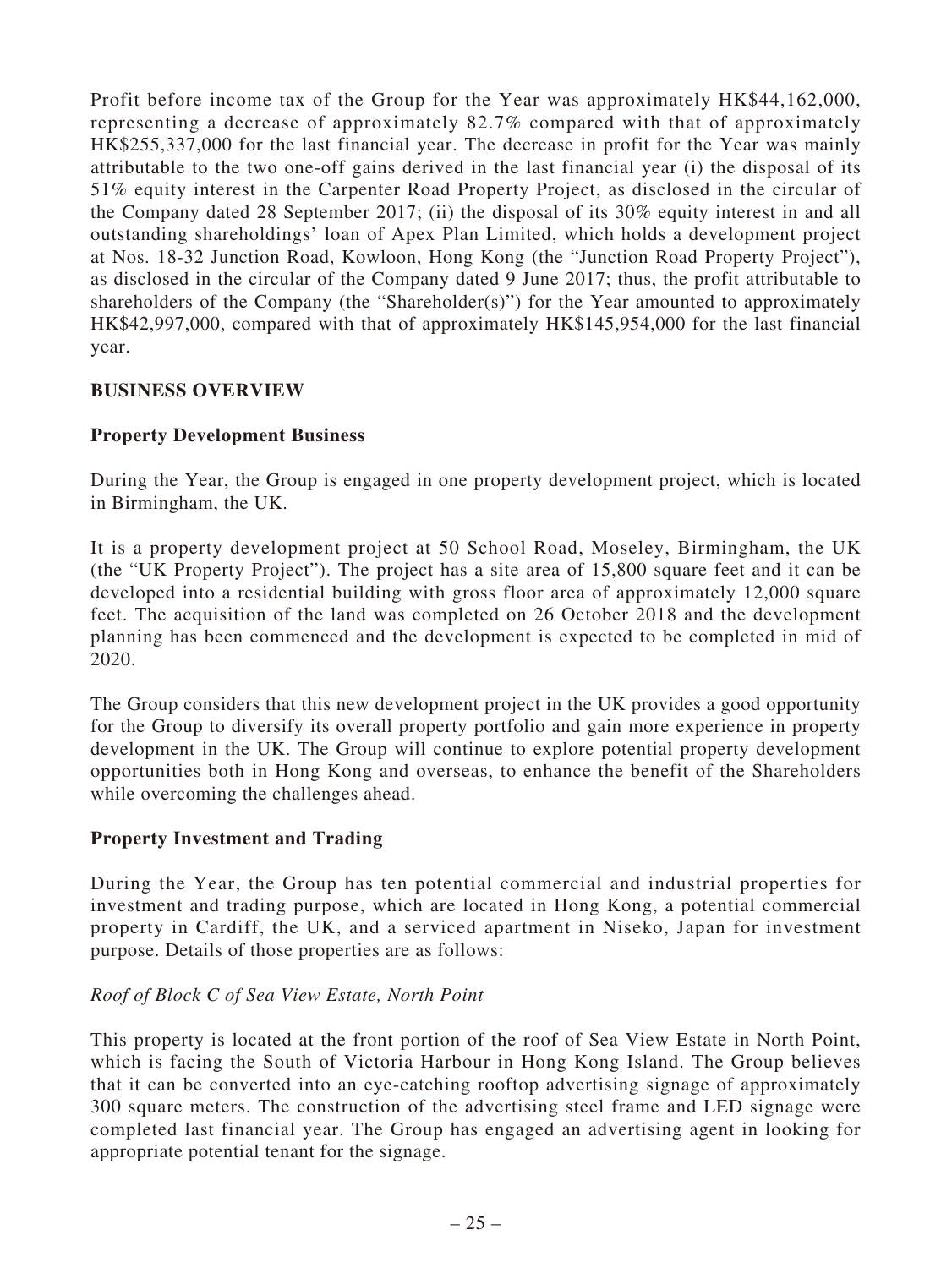Profit before income tax of the Group for the Year was approximately HK$44,162,000, representing a decrease of approximately 82.7% compared with that of approximately HK$255,337,000 for the last financial year. The decrease in profit for the Year was mainly attributable to the two one-off gains derived in the last financial year (i) the disposal of its 51% equity interest in the Carpenter Road Property Project, as disclosed in the circular of the Company dated 28 September 2017; (ii) the disposal of its 30% equity interest in and all outstanding shareholdings' loan of Apex Plan Limited, which holds a development project at Nos. 18-32 Junction Road, Kowloon, Hong Kong (the "Junction Road Property Project"), as disclosed in the circular of the Company dated 9 June 2017; thus, the profit attributable to shareholders of the Company (the "Shareholder(s)") for the Year amounted to approximately HK$42,997,000, compared with that of approximately HK$145,954,000 for the last financial year.

## BUSINESS OVERVIEW

### Property Development Business

During the Year, the Group is engaged in one property development project, which is located in Birmingham, the UK.

It is a property development project at 50 School Road, Moseley, Birmingham, the UK (the "UK Property Project"). The project has a site area of 15,800 square feet and it can be developed into a residential building with gross floor area of approximately 12,000 square feet. The acquisition of the land was completed on 26 October 2018 and the development planning has been commenced and the development is expected to be completed in mid of 2020.

The Group considers that this new development project in the UK provides a good opportunity for the Group to diversify its overall property portfolio and gain more experience in property development in the UK. The Group will continue to explore potential property development opportunities both in Hong Kong and overseas, to enhance the benefit of the Shareholders while overcoming the challenges ahead.

### Property Investment and Trading

During the Year, the Group has ten potential commercial and industrial properties for investment and trading purpose, which are located in Hong Kong, a potential commercial property in Cardiff, the UK, and a serviced apartment in Niseko, Japan for investment purpose. Details of those properties are as follows:

*Roof of Block C of Sea View Estate, North Point*

This property is located at the front portion of the roof of Sea View Estate in North Point, which is facing the South of Victoria Harbour in Hong Kong Island. The Group believes that it can be converted into an eye-catching rooftop advertising signage of approximately 300 square meters. The construction of the advertising steel frame and LED signage were completed last financial year. The Group has engaged an advertising agent in looking for appropriate potential tenant for the signage.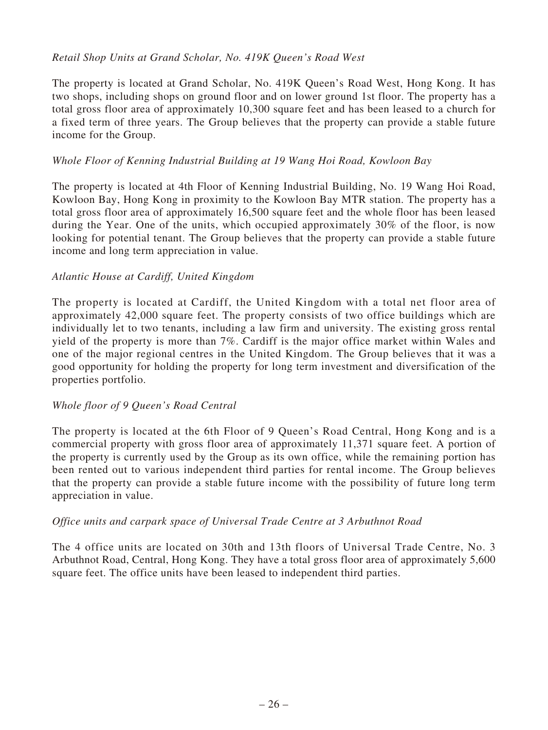*Retail Shop Units at Grand Scholar, No. 419K Queen's Road West*

The property is located at Grand Scholar, No. 419K Queen's Road West, Hong Kong. It has two shops, including shops on ground floor and on lower ground 1st floor. The property has a total gross floor area of approximately 10,300 square feet and has been leased to a church for a fixed term of three years. The Group believes that the property can provide a stable future income for the Group.

*Whole Floor of Kenning Industrial Building at 19 Wang Hoi Road, Kowloon Bay*

The property is located at 4th Floor of Kenning Industrial Building, No. 19 Wang Hoi Road, Kowloon Bay, Hong Kong in proximity to the Kowloon Bay MTR station. The property has a total gross floor area of approximately 16,500 square feet and the whole floor has been leased during the Year. One of the units, which occupied approximately 30% of the floor, is now looking for potential tenant. The Group believes that the property can provide a stable future income and long term appreciation in value.

*Atlantic House at Cardiff, United Kingdom*

The property is located at Cardiff, the United Kingdom with a total net floor area of approximately 42,000 square feet. The property consists of two office buildings which are individually let to two tenants, including a law firm and university. The existing gross rental yield of the property is more than 7%. Cardiff is the major office market within Wales and one of the major regional centres in the United Kingdom. The Group believes that it was a good opportunity for holding the property for long term investment and diversification of the properties portfolio.

*Whole floor of 9 Queen's Road Central*

The property is located at the 6th Floor of 9 Queen's Road Central, Hong Kong and is a commercial property with gross floor area of approximately 11,371 square feet. A portion of the property is currently used by the Group as its own office, while the remaining portion has been rented out to various independent third parties for rental income. The Group believes that the property can provide a stable future income with the possibility of future long term appreciation in value.

*Office units and carpark space of Universal Trade Centre at 3 Arbuthnot Road*

The 4 office units are located on 30th and 13th floors of Universal Trade Centre, No. 3 Arbuthnot Road, Central, Hong Kong. They have a total gross floor area of approximately 5,600 square feet. The office units have been leased to independent third parties.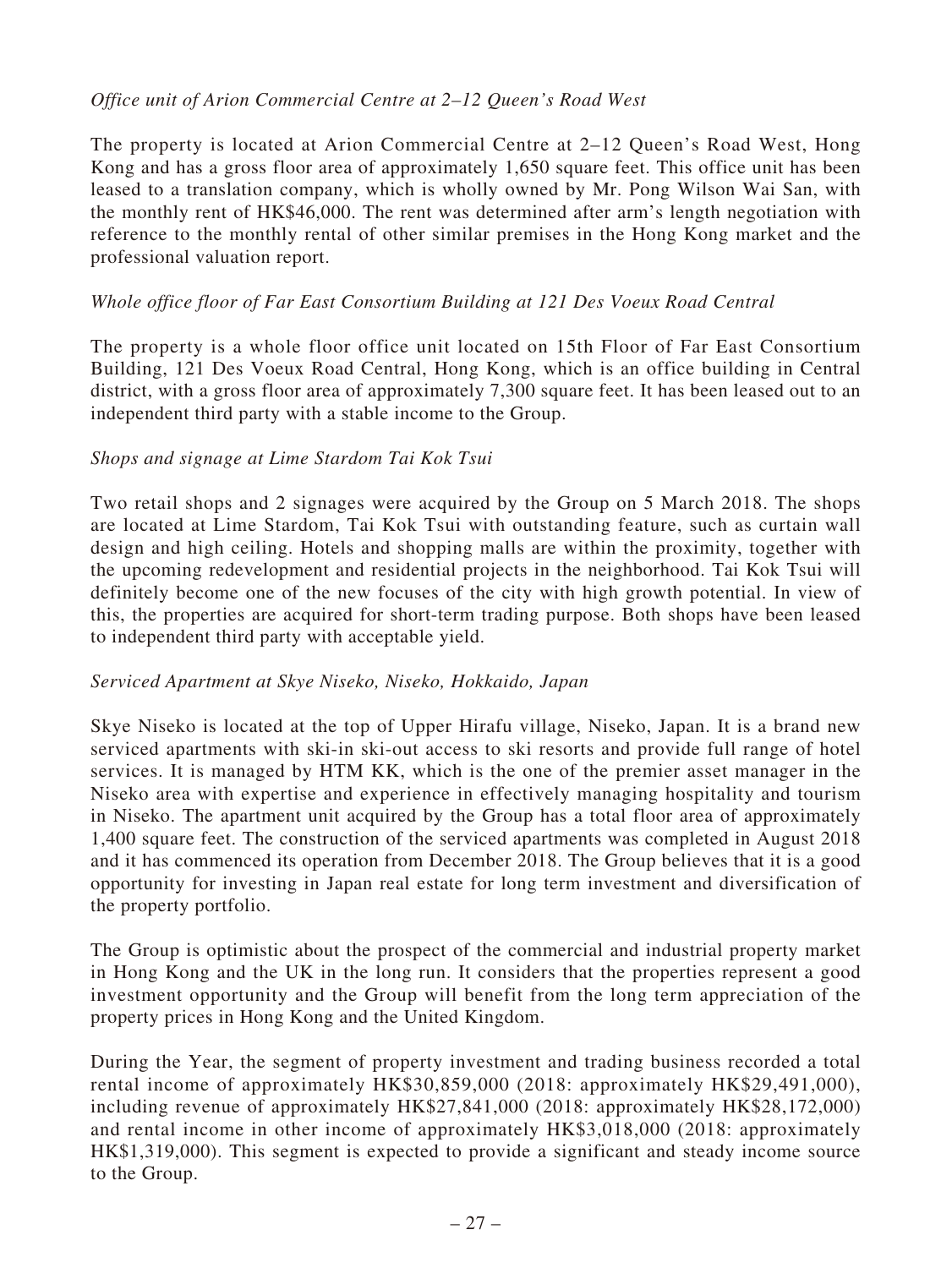*Office unit of Arion Commercial Centre at 2–12 Queen's Road West*

The property is located at Arion Commercial Centre at 2–12 Queen's Road West, Hong Kong and has a gross floor area of approximately 1,650 square feet. This office unit has been leased to a translation company, which is wholly owned by Mr. Pong Wilson Wai San, with the monthly rent of HK$46,000. The rent was determined after arm's length negotiation with reference to the monthly rental of other similar premises in the Hong Kong market and the professional valuation report.

*Whole office floor of Far East Consortium Building at 121 Des Voeux Road Central*

The property is a whole floor office unit located on 15th Floor of Far East Consortium Building, 121 Des Voeux Road Central, Hong Kong, which is an office building in Central district, with a gross floor area of approximately 7,300 square feet. It has been leased out to an independent third party with a stable income to the Group.

*Shops and signage at Lime Stardom Tai Kok Tsui*

Two retail shops and 2 signages were acquired by the Group on 5 March 2018. The shops are located at Lime Stardom, Tai Kok Tsui with outstanding feature, such as curtain wall design and high ceiling. Hotels and shopping malls are within the proximity, together with the upcoming redevelopment and residential projects in the neighborhood. Tai Kok Tsui will definitely become one of the new focuses of the city with high growth potential. In view of this, the properties are acquired for short-term trading purpose. Both shops have been leased to independent third party with acceptable yield.

*Serviced Apartment at Skye Niseko, Niseko, Hokkaido, Japan*

Skye Niseko is located at the top of Upper Hirafu village, Niseko, Japan. It is a brand new serviced apartments with ski-in ski-out access to ski resorts and provide full range of hotel services. It is managed by HTM KK, which is the one of the premier asset manager in the Niseko area with expertise and experience in effectively managing hospitality and tourism in Niseko. The apartment unit acquired by the Group has a total floor area of approximately 1,400 square feet. The construction of the serviced apartments was completed in August 2018 and it has commenced its operation from December 2018. The Group believes that it is a good opportunity for investing in Japan real estate for long term investment and diversification of the property portfolio.

The Group is optimistic about the prospect of the commercial and industrial property market in Hong Kong and the UK in the long run. It considers that the properties represent a good investment opportunity and the Group will benefit from the long term appreciation of the property prices in Hong Kong and the United Kingdom.

During the Year, the segment of property investment and trading business recorded a total rental income of approximately HK$30,859,000 (2018: approximately HK$29,491,000), including revenue of approximately HK$27,841,000 (2018: approximately HK$28,172,000) and rental income in other income of approximately HK$3,018,000 (2018: approximately HK$1,319,000). This segment is expected to provide a significant and steady income source to the Group.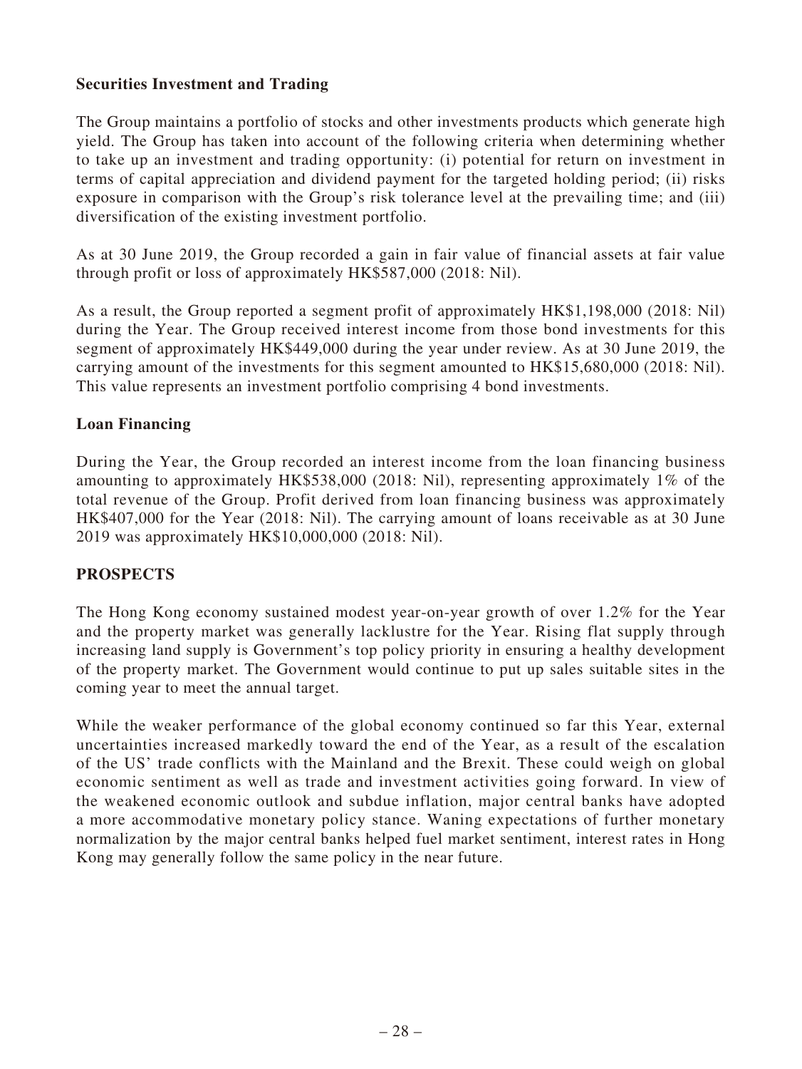**Securities Investment and Trading**

The Group maintains a portfolio of stocks and other investments products which generate high yield. The Group has taken into account of the following criteria when determining whether to take up an investment and trading opportunity: (i) potential for return on investment in terms of capital appreciation and dividend payment for the targeted holding period; (ii) risks exposure in comparison with the Group's risk tolerance level at the prevailing time; and (iii) diversification of the existing investment portfolio.

As at 30 June 2019, the Group recorded a gain in fair value of financial assets at fair value through profit or loss of approximately HK$587,000 (2018: Nil).

As a result, the Group reported a segment profit of approximately HK$1,198,000 (2018: Nil) during the Year. The Group received interest income from those bond investments for this segment of approximately HK$449,000 during the year under review. As at 30 June 2019, the carrying amount of the investments for this segment amounted to HK$15,680,000 (2018: Nil). This value represents an investment portfolio comprising 4 bond investments.

**Loan Financing**

During the Year, the Group recorded an interest income from the loan financing business amounting to approximately HK$538,000 (2018: Nil), representing approximately 1% of the total revenue of the Group. Profit derived from loan financing business was approximately HK$407,000 for the Year (2018: Nil). The carrying amount of loans receivable as at 30 June 2019 was approximately HK$10,000,000 (2018: Nil).

**PROSPECTS**

The Hong Kong economy sustained modest year-on-year growth of over 1.2% for the Year and the property market was generally lacklustre for the Year. Rising flat supply through increasing land supply is Government's top policy priority in ensuring a healthy development of the property market. The Government would continue to put up sales suitable sites in the coming year to meet the annual target.

While the weaker performance of the global economy continued so far this Year, external uncertainties increased markedly toward the end of the Year, as a result of the escalation of the US' trade conflicts with the Mainland and the Brexit. These could weigh on global economic sentiment as well as trade and investment activities going forward. In view of the weakened economic outlook and subdue inflation, major central banks have adopted a more accommodative monetary policy stance. Waning expectations of further monetary normalization by the major central banks helped fuel market sentiment, interest rates in Hong Kong may generally follow the same policy in the near future.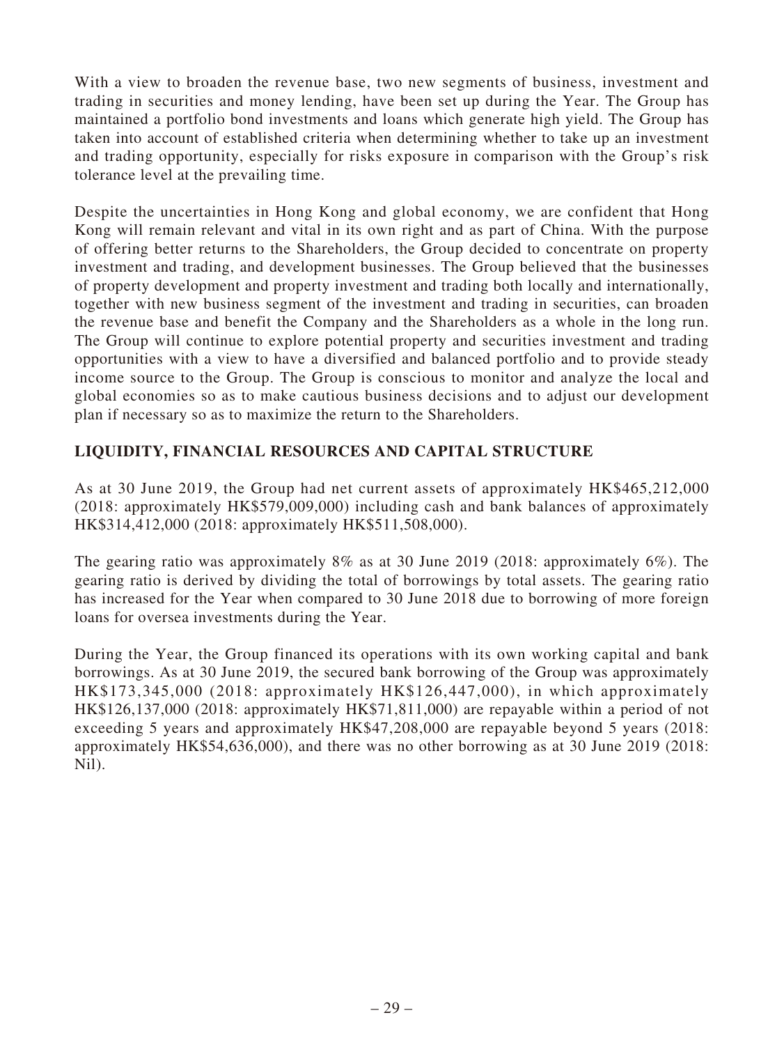With a view to broaden the revenue base, two new segments of business, investment and trading in securities and money lending, have been set up during the Year. The Group has maintained a portfolio bond investments and loans which generate high yield. The Group has taken into account of established criteria when determining whether to take up an investment and trading opportunity, especially for risks exposure in comparison with the Group's risk tolerance level at the prevailing time.

Despite the uncertainties in Hong Kong and global economy, we are confident that Hong Kong will remain relevant and vital in its own right and as part of China. With the purpose of offering better returns to the Shareholders, the Group decided to concentrate on property investment and trading, and development businesses. The Group believed that the businesses of property development and property investment and trading both locally and internationally, together with new business segment of the investment and trading in securities, can broaden the revenue base and benefit the Company and the Shareholders as a whole in the long run. The Group will continue to explore potential property and securities investment and trading opportunities with a view to have a diversified and balanced portfolio and to provide steady income source to the Group. The Group is conscious to monitor and analyze the local and global economies so as to make cautious business decisions and to adjust our development plan if necessary so as to maximize the return to the Shareholders.

## LIQUIDITY, FINANCIAL RESOURCES AND CAPITAL STRUCTURE

As at 30 June 2019, the Group had net current assets of approximately HK$465,212,000 (2018: approximately HK$579,009,000) including cash and bank balances of approximately HK$314,412,000 (2018: approximately HK$511,508,000).

The gearing ratio was approximately 8% as at 30 June 2019 (2018: approximately 6%). The gearing ratio is derived by dividing the total of borrowings by total assets. The gearing ratio has increased for the Year when compared to 30 June 2018 due to borrowing of more foreign loans for oversea investments during the Year.

During the Year, the Group financed its operations with its own working capital and bank borrowings. As at 30 June 2019, the secured bank borrowing of the Group was approximately HK$173,345,000 (2018: approximately HK$126,447,000), in which approximately HK$126,137,000 (2018: approximately HK$71,811,000) are repayable within a period of not exceeding 5 years and approximately HK$47,208,000 are repayable beyond 5 years (2018: approximately HK$54,636,000), and there was no other borrowing as at 30 June 2019 (2018: Nil).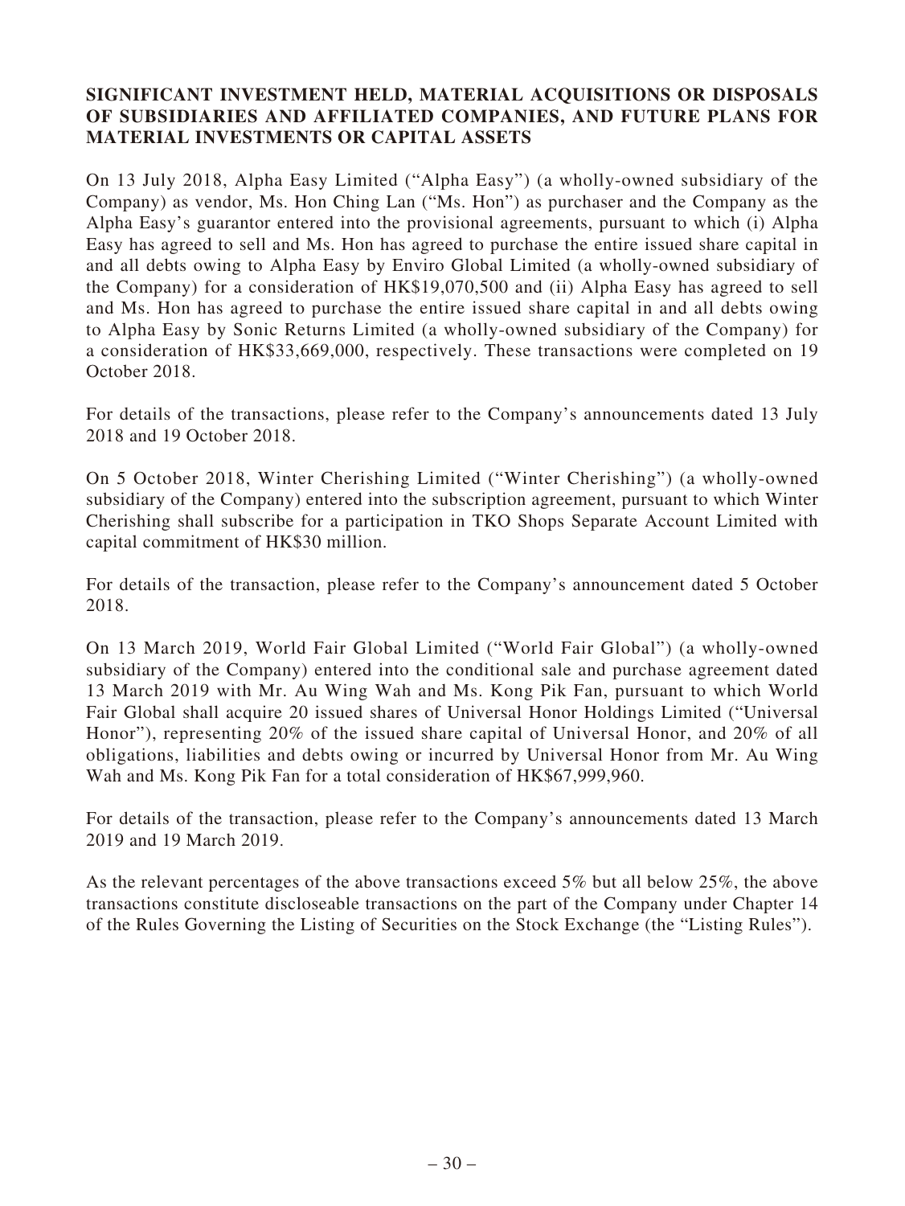## SIGNIFICANT INVESTMENT HELD, MATERIAL ACQUISITIONS OR DISPOSALS OF SUBSIDIARIES AND AFFILIATED COMPANIES, AND FUTURE PLANS FOR MATERIAL INVESTMENTS OR CAPITAL ASSETS

On 13 July 2018, Alpha Easy Limited ("Alpha Easy") (a wholly-owned subsidiary of the Company) as vendor, Ms. Hon Ching Lan ("Ms. Hon") as purchaser and the Company as the Alpha Easy's guarantor entered into the provisional agreements, pursuant to which (i) Alpha Easy has agreed to sell and Ms. Hon has agreed to purchase the entire issued share capital in and all debts owing to Alpha Easy by Enviro Global Limited (a wholly-owned subsidiary of the Company) for a consideration of HK$19,070,500 and (ii) Alpha Easy has agreed to sell and Ms. Hon has agreed to purchase the entire issued share capital in and all debts owing to Alpha Easy by Sonic Returns Limited (a wholly-owned subsidiary of the Company) for a consideration of HK$33,669,000, respectively. These transactions were completed on 19 October 2018.

For details of the transactions, please refer to the Company's announcements dated 13 July 2018 and 19 October 2018.

On 5 October 2018, Winter Cherishing Limited ("Winter Cherishing") (a wholly-owned subsidiary of the Company) entered into the subscription agreement, pursuant to which Winter Cherishing shall subscribe for a participation in TKO Shops Separate Account Limited with capital commitment of HK$30 million.

For details of the transaction, please refer to the Company's announcement dated 5 October 2018.

On 13 March 2019, World Fair Global Limited ("World Fair Global") (a wholly-owned subsidiary of the Company) entered into the conditional sale and purchase agreement dated 13 March 2019 with Mr. Au Wing Wah and Ms. Kong Pik Fan, pursuant to which World Fair Global shall acquire 20 issued shares of Universal Honor Holdings Limited ("Universal Honor"), representing 20% of the issued share capital of Universal Honor, and 20% of all obligations, liabilities and debts owing or incurred by Universal Honor from Mr. Au Wing Wah and Ms. Kong Pik Fan for a total consideration of HK$67,999,960.

For details of the transaction, please refer to the Company's announcements dated 13 March 2019 and 19 March 2019.

As the relevant percentages of the above transactions exceed 5% but all below 25%, the above transactions constitute discloseable transactions on the part of the Company under Chapter 14 of the Rules Governing the Listing of Securities on the Stock Exchange (the "Listing Rules").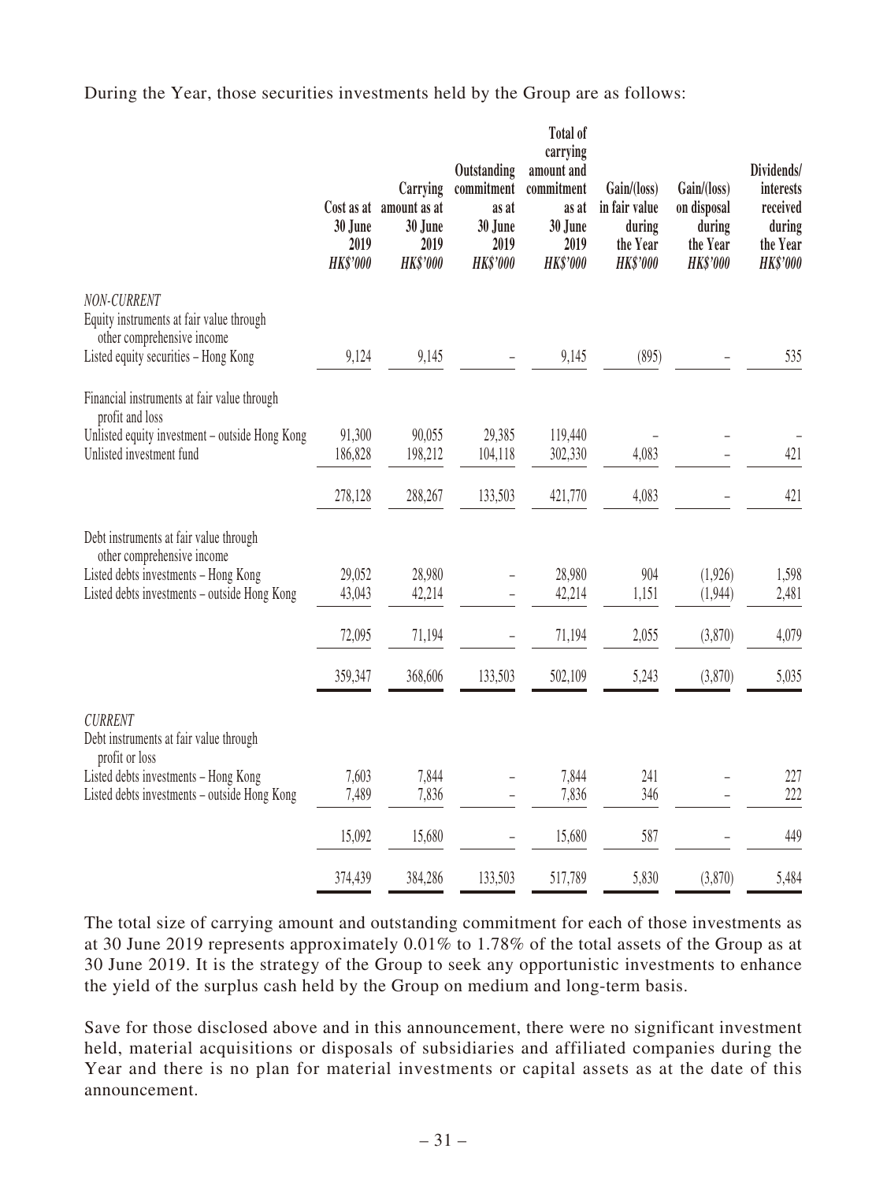During the Year, those securities investments held by the Group are as follows:

| | Cost as at 30 June 2019 *HK$'000* | Carrying amount as at 30 June 2019 *HK$'000* | Outstanding commitment as at 30 June 2019 *HK$'000* | Total of carrying amount and commitment as at 30 June 2019 *HK$'000* | Gain/(loss) in fair value during the Year *HK$'000* | Gain/(loss) on disposal during the Year *HK$'000* | Dividends/ interests received during the Year *HK$'000* |
|---|---|---|---|---|---|---|---|
| *NON-CURRENT* | | | | | | | |
| Equity instruments at fair value through other comprehensive income | | | | | | | |
| Listed equity securities – Hong Kong | 9,124 | 9,145 | – | 9,145 | (895) | – | 535 |
| Financial instruments at fair value through profit and loss | | | | | | | |
| Unlisted equity investment – outside Hong Kong | 91,300 | 90,055 | 29,385 | 119,440 | – | – | – |
| Unlisted investment fund | 186,828 | 198,212 | 104,118 | 302,330 | 4,083 | – | 421 |
| | 278,128 | 288,267 | 133,503 | 421,770 | 4,083 | – | 421 |
| Debt instruments at fair value through other comprehensive income | | | | | | | |
| Listed debts investments – Hong Kong | 29,052 | 28,980 | – | 28,980 | 904 | (1,926) | 1,598 |
| Listed debts investments – outside Hong Kong | 43,043 | 42,214 | – | 42,214 | 1,151 | (1,944) | 2,481 |
| | 72,095 | 71,194 | – | 71,194 | 2,055 | (3,870) | 4,079 |
| | 359,347 | 368,606 | 133,503 | 502,109 | 5,243 | (3,870) | 5,035 |
| *CURRENT* | | | | | | | |
| Debt instruments at fair value through profit or loss | | | | | | | |
| Listed debts investments – Hong Kong | 7,603 | 7,844 | – | 7,844 | 241 | – | 227 |
| Listed debts investments – outside Hong Kong | 7,489 | 7,836 | – | 7,836 | 346 | – | 222 |
| | 15,092 | 15,680 | – | 15,680 | 587 | – | 449 |
| | 374,439 | 384,286 | 133,503 | 517,789 | 5,830 | (3,870) | 5,484 |

The total size of carrying amount and outstanding commitment for each of those investments as at 30 June 2019 represents approximately 0.01% to 1.78% of the total assets of the Group as at 30 June 2019. It is the strategy of the Group to seek any opportunistic investments to enhance the yield of the surplus cash held by the Group on medium and long-term basis.

Save for those disclosed above and in this announcement, there were no significant investment held, material acquisitions or disposals of subsidiaries and affiliated companies during the Year and there is no plan for material investments or capital assets as at the date of this announcement.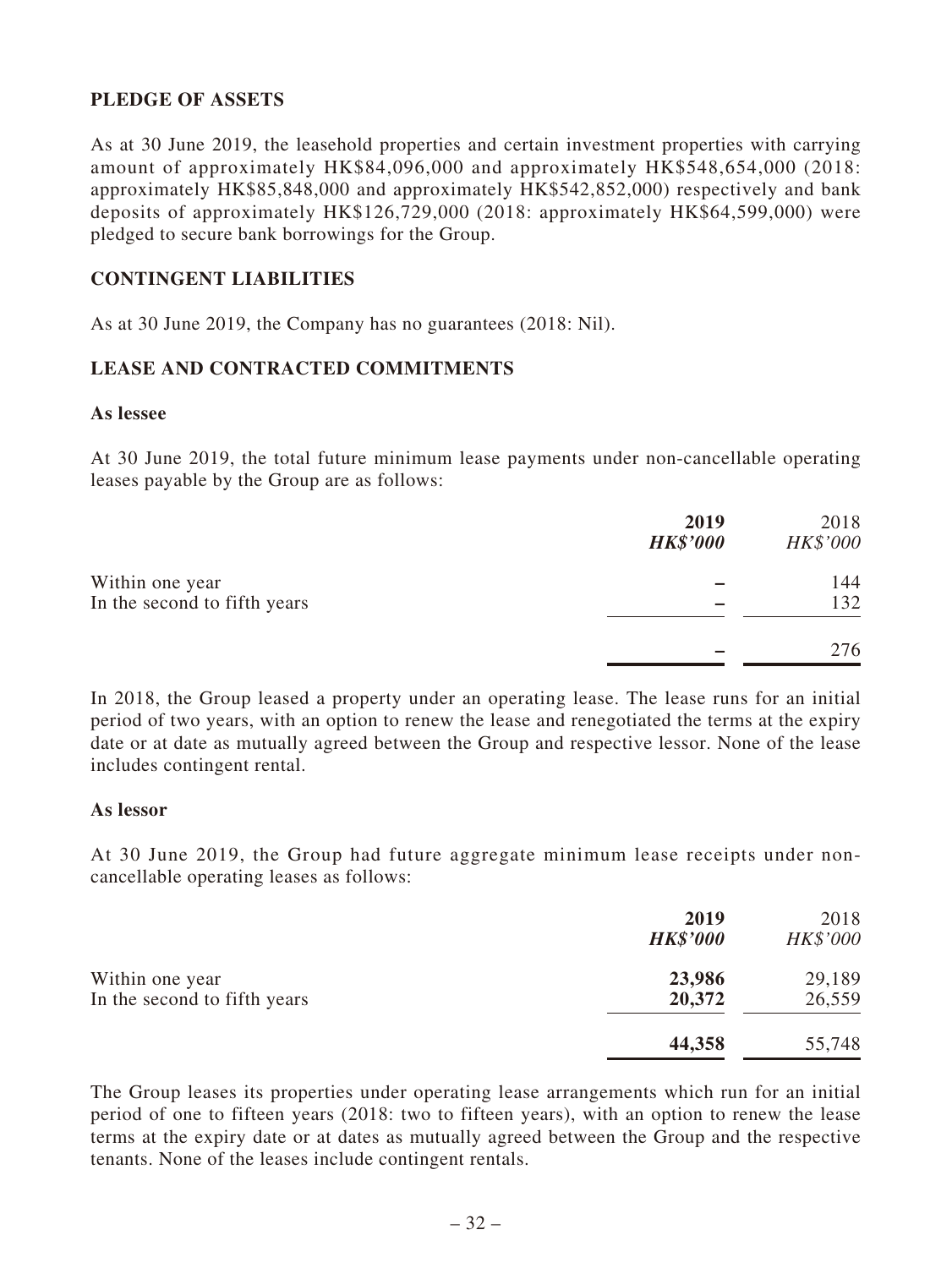## PLEDGE OF ASSETS

As at 30 June 2019, the leasehold properties and certain investment properties with carrying amount of approximately HK$84,096,000 and approximately HK$548,654,000 (2018: approximately HK$85,848,000 and approximately HK$542,852,000) respectively and bank deposits of approximately HK$126,729,000 (2018: approximately HK$64,599,000) were pledged to secure bank borrowings for the Group.

## CONTINGENT LIABILITIES

As at 30 June 2019, the Company has no guarantees (2018: Nil).

## LEASE AND CONTRACTED COMMITMENTS

### As lessee

At 30 June 2019, the total future minimum lease payments under non-cancellable operating leases payable by the Group are as follows:

| | **2019** | 2018 |
|---|---|---|
| | ***HK$'000*** | *HK$'000* |
| Within one year | **–** | 144 |
| In the second to fifth years | **–** | 132 |
| | **–** | 276 |

In 2018, the Group leased a property under an operating lease. The lease runs for an initial period of two years, with an option to renew the lease and renegotiated the terms at the expiry date or at date as mutually agreed between the Group and respective lessor. None of the lease includes contingent rental.

### As lessor

At 30 June 2019, the Group had future aggregate minimum lease receipts under non-cancellable operating leases as follows:

| | **2019** | 2018 |
|---|---|---|
| | ***HK$'000*** | *HK$'000* |
| Within one year | **23,986** | 29,189 |
| In the second to fifth years | **20,372** | 26,559 |
| | **44,358** | 55,748 |

The Group leases its properties under operating lease arrangements which run for an initial period of one to fifteen years (2018: two to fifteen years), with an option to renew the lease terms at the expiry date or at dates as mutually agreed between the Group and the respective tenants. None of the leases include contingent rentals.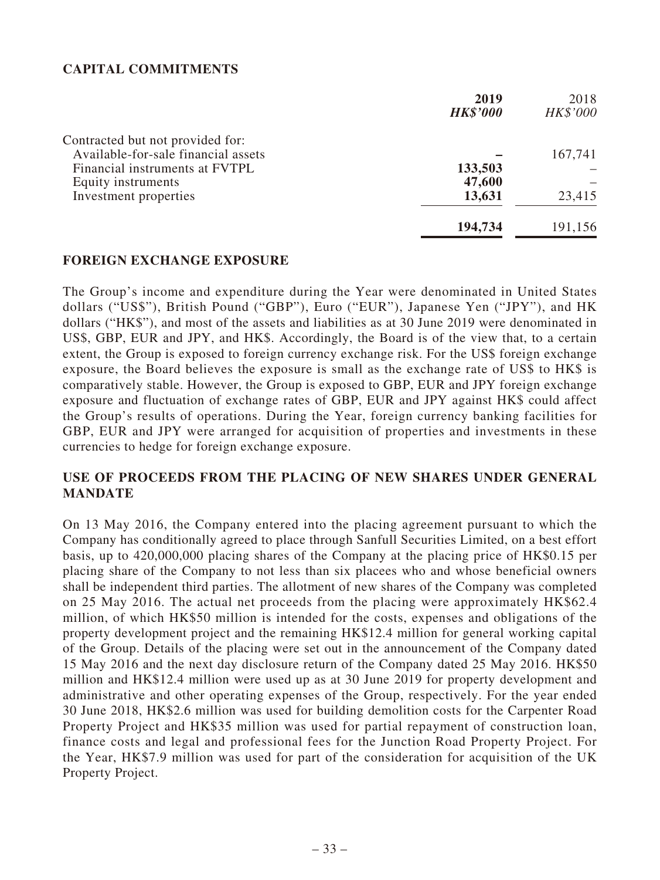## CAPITAL COMMITMENTS

| | **2019** | 2018 |
|---|---|---|
| | ***HK$'000*** | *HK$'000* |
| Contracted but not provided for: | | |
| Available-for-sale financial assets | **–** | 167,741 |
| Financial instruments at FVTPL | **133,503** | – |
| Equity instruments | **47,600** | – |
| Investment properties | **13,631** | 23,415 |
| | **194,734** | 191,156 |

## FOREIGN EXCHANGE EXPOSURE

The Group's income and expenditure during the Year were denominated in United States dollars ("US$"), British Pound ("GBP"), Euro ("EUR"), Japanese Yen ("JPY"), and HK dollars ("HK$"), and most of the assets and liabilities as at 30 June 2019 were denominated in US$, GBP, EUR and JPY, and HK$. Accordingly, the Board is of the view that, to a certain extent, the Group is exposed to foreign currency exchange risk. For the US$ foreign exchange exposure, the Board believes the exposure is small as the exchange rate of US$ to HK$ is comparatively stable. However, the Group is exposed to GBP, EUR and JPY foreign exchange exposure and fluctuation of exchange rates of GBP, EUR and JPY against HK$ could affect the Group's results of operations. During the Year, foreign currency banking facilities for GBP, EUR and JPY were arranged for acquisition of properties and investments in these currencies to hedge for foreign exchange exposure.

## USE OF PROCEEDS FROM THE PLACING OF NEW SHARES UNDER GENERAL MANDATE

On 13 May 2016, the Company entered into the placing agreement pursuant to which the Company has conditionally agreed to place through Sanfull Securities Limited, on a best effort basis, up to 420,000,000 placing shares of the Company at the placing price of HK$0.15 per placing share of the Company to not less than six placees who and whose beneficial owners shall be independent third parties. The allotment of new shares of the Company was completed on 25 May 2016. The actual net proceeds from the placing were approximately HK$62.4 million, of which HK$50 million is intended for the costs, expenses and obligations of the property development project and the remaining HK$12.4 million for general working capital of the Group. Details of the placing were set out in the announcement of the Company dated 15 May 2016 and the next day disclosure return of the Company dated 25 May 2016. HK$50 million and HK$12.4 million were used up as at 30 June 2019 for property development and administrative and other operating expenses of the Group, respectively. For the year ended 30 June 2018, HK$2.6 million was used for building demolition costs for the Carpenter Road Property Project and HK$35 million was used for partial repayment of construction loan, finance costs and legal and professional fees for the Junction Road Property Project. For the Year, HK$7.9 million was used for part of the consideration for acquisition of the UK Property Project.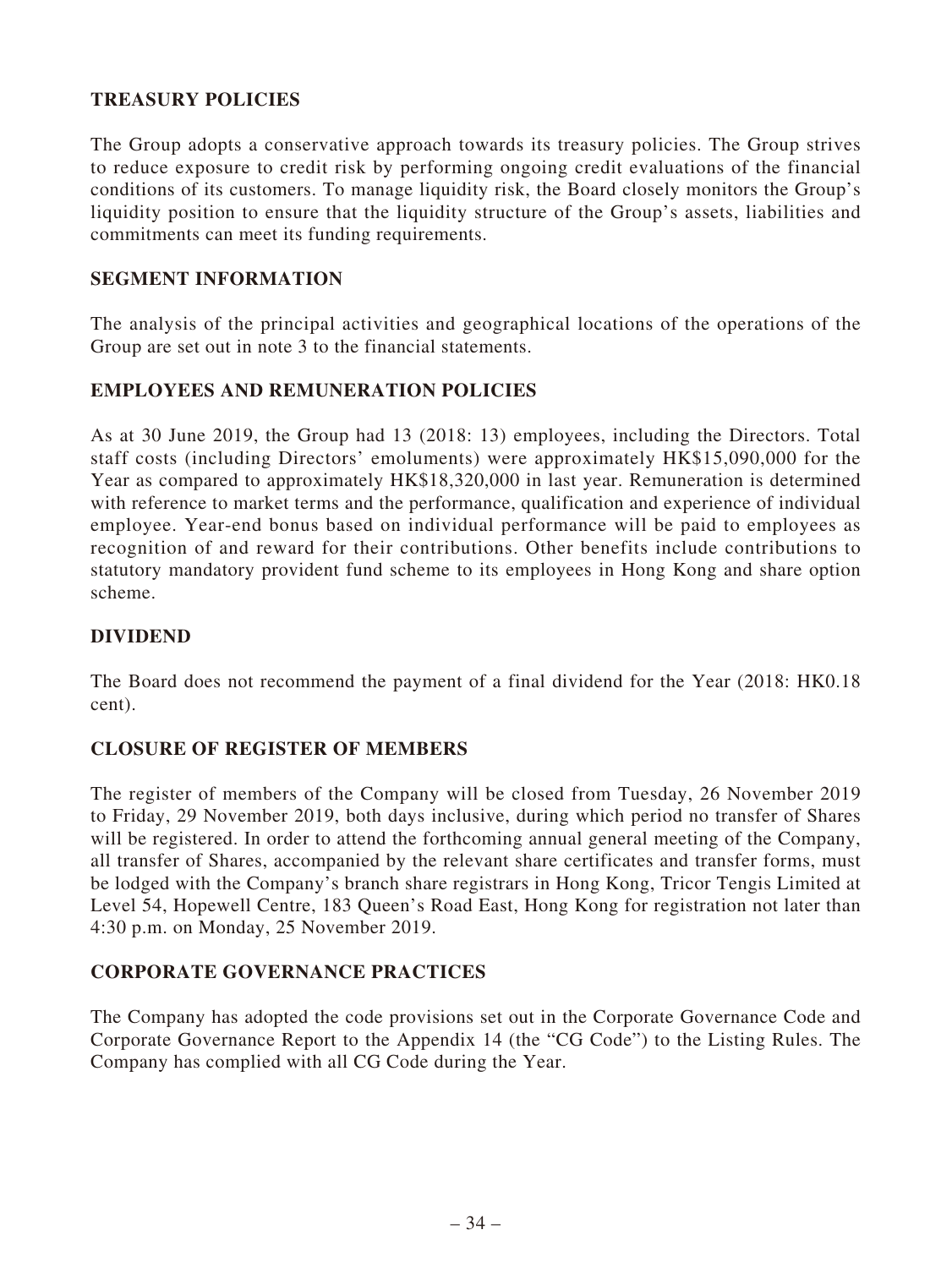## TREASURY POLICIES

The Group adopts a conservative approach towards its treasury policies. The Group strives to reduce exposure to credit risk by performing ongoing credit evaluations of the financial conditions of its customers. To manage liquidity risk, the Board closely monitors the Group's liquidity position to ensure that the liquidity structure of the Group's assets, liabilities and commitments can meet its funding requirements.

## SEGMENT INFORMATION

The analysis of the principal activities and geographical locations of the operations of the Group are set out in note 3 to the financial statements.

## EMPLOYEES AND REMUNERATION POLICIES

As at 30 June 2019, the Group had 13 (2018: 13) employees, including the Directors. Total staff costs (including Directors' emoluments) were approximately HK$15,090,000 for the Year as compared to approximately HK$18,320,000 in last year. Remuneration is determined with reference to market terms and the performance, qualification and experience of individual employee. Year-end bonus based on individual performance will be paid to employees as recognition of and reward for their contributions. Other benefits include contributions to statutory mandatory provident fund scheme to its employees in Hong Kong and share option scheme.

## DIVIDEND

The Board does not recommend the payment of a final dividend for the Year (2018: HK0.18 cent).

## CLOSURE OF REGISTER OF MEMBERS

The register of members of the Company will be closed from Tuesday, 26 November 2019 to Friday, 29 November 2019, both days inclusive, during which period no transfer of Shares will be registered. In order to attend the forthcoming annual general meeting of the Company, all transfer of Shares, accompanied by the relevant share certificates and transfer forms, must be lodged with the Company's branch share registrars in Hong Kong, Tricor Tengis Limited at Level 54, Hopewell Centre, 183 Queen's Road East, Hong Kong for registration not later than 4:30 p.m. on Monday, 25 November 2019.

## CORPORATE GOVERNANCE PRACTICES

The Company has adopted the code provisions set out in the Corporate Governance Code and Corporate Governance Report to the Appendix 14 (the "CG Code") to the Listing Rules. The Company has complied with all CG Code during the Year.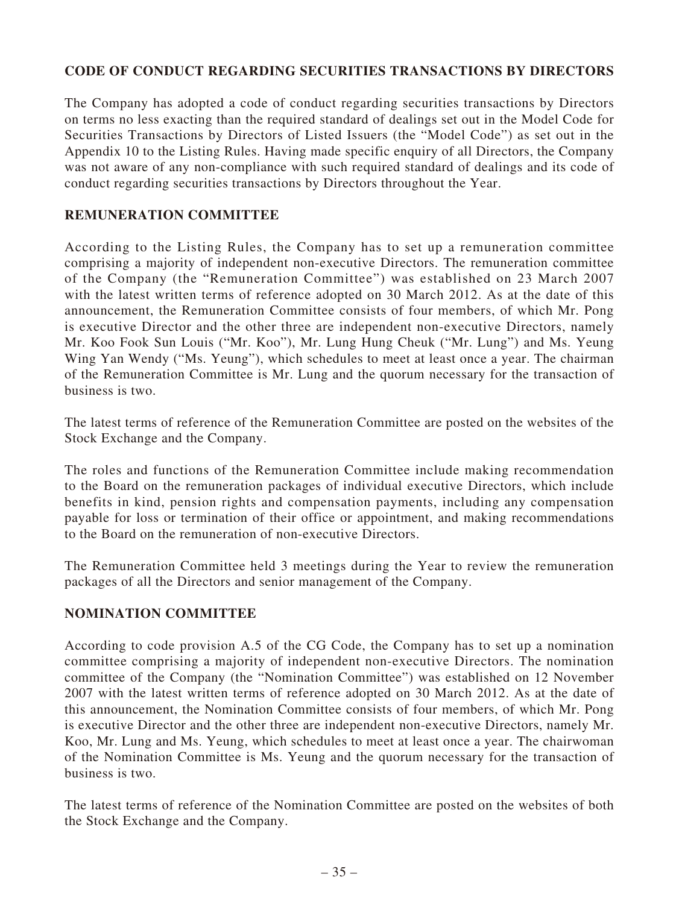## CODE OF CONDUCT REGARDING SECURITIES TRANSACTIONS BY DIRECTORS

The Company has adopted a code of conduct regarding securities transactions by Directors on terms no less exacting than the required standard of dealings set out in the Model Code for Securities Transactions by Directors of Listed Issuers (the "Model Code") as set out in the Appendix 10 to the Listing Rules. Having made specific enquiry of all Directors, the Company was not aware of any non-compliance with such required standard of dealings and its code of conduct regarding securities transactions by Directors throughout the Year.

## REMUNERATION COMMITTEE

According to the Listing Rules, the Company has to set up a remuneration committee comprising a majority of independent non-executive Directors. The remuneration committee of the Company (the "Remuneration Committee") was established on 23 March 2007 with the latest written terms of reference adopted on 30 March 2012. As at the date of this announcement, the Remuneration Committee consists of four members, of which Mr. Pong is executive Director and the other three are independent non-executive Directors, namely Mr. Koo Fook Sun Louis ("Mr. Koo"), Mr. Lung Hung Cheuk ("Mr. Lung") and Ms. Yeung Wing Yan Wendy ("Ms. Yeung"), which schedules to meet at least once a year. The chairman of the Remuneration Committee is Mr. Lung and the quorum necessary for the transaction of business is two.

The latest terms of reference of the Remuneration Committee are posted on the websites of the Stock Exchange and the Company.

The roles and functions of the Remuneration Committee include making recommendation to the Board on the remuneration packages of individual executive Directors, which include benefits in kind, pension rights and compensation payments, including any compensation payable for loss or termination of their office or appointment, and making recommendations to the Board on the remuneration of non-executive Directors.

The Remuneration Committee held 3 meetings during the Year to review the remuneration packages of all the Directors and senior management of the Company.

## NOMINATION COMMITTEE

According to code provision A.5 of the CG Code, the Company has to set up a nomination committee comprising a majority of independent non-executive Directors. The nomination committee of the Company (the "Nomination Committee") was established on 12 November 2007 with the latest written terms of reference adopted on 30 March 2012. As at the date of this announcement, the Nomination Committee consists of four members, of which Mr. Pong is executive Director and the other three are independent non-executive Directors, namely Mr. Koo, Mr. Lung and Ms. Yeung, which schedules to meet at least once a year. The chairwoman of the Nomination Committee is Ms. Yeung and the quorum necessary for the transaction of business is two.

The latest terms of reference of the Nomination Committee are posted on the websites of both the Stock Exchange and the Company.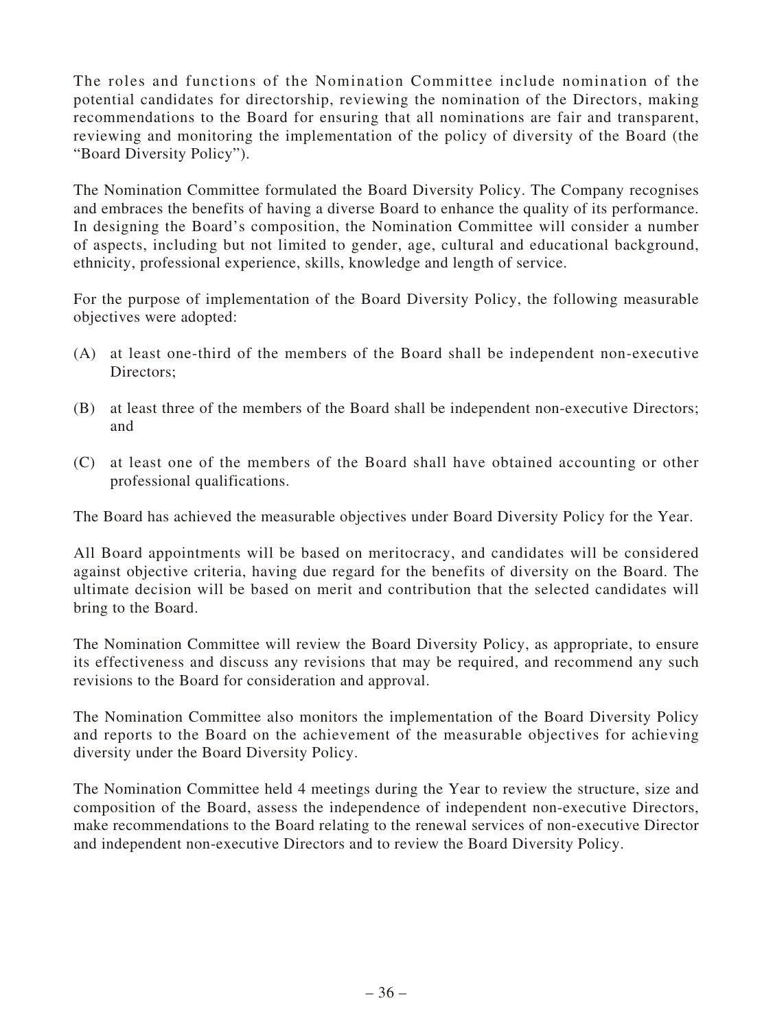The roles and functions of the Nomination Committee include nomination of the potential candidates for directorship, reviewing the nomination of the Directors, making recommendations to the Board for ensuring that all nominations are fair and transparent, reviewing and monitoring the implementation of the policy of diversity of the Board (the "Board Diversity Policy").

The Nomination Committee formulated the Board Diversity Policy. The Company recognises and embraces the benefits of having a diverse Board to enhance the quality of its performance. In designing the Board's composition, the Nomination Committee will consider a number of aspects, including but not limited to gender, age, cultural and educational background, ethnicity, professional experience, skills, knowledge and length of service.

For the purpose of implementation of the Board Diversity Policy, the following measurable objectives were adopted:

(A) at least one-third of the members of the Board shall be independent non-executive Directors;

(B) at least three of the members of the Board shall be independent non-executive Directors; and

(C) at least one of the members of the Board shall have obtained accounting or other professional qualifications.

The Board has achieved the measurable objectives under Board Diversity Policy for the Year.

All Board appointments will be based on meritocracy, and candidates will be considered against objective criteria, having due regard for the benefits of diversity on the Board. The ultimate decision will be based on merit and contribution that the selected candidates will bring to the Board.

The Nomination Committee will review the Board Diversity Policy, as appropriate, to ensure its effectiveness and discuss any revisions that may be required, and recommend any such revisions to the Board for consideration and approval.

The Nomination Committee also monitors the implementation of the Board Diversity Policy and reports to the Board on the achievement of the measurable objectives for achieving diversity under the Board Diversity Policy.

The Nomination Committee held 4 meetings during the Year to review the structure, size and composition of the Board, assess the independence of independent non-executive Directors, make recommendations to the Board relating to the renewal services of non-executive Director and independent non-executive Directors and to review the Board Diversity Policy.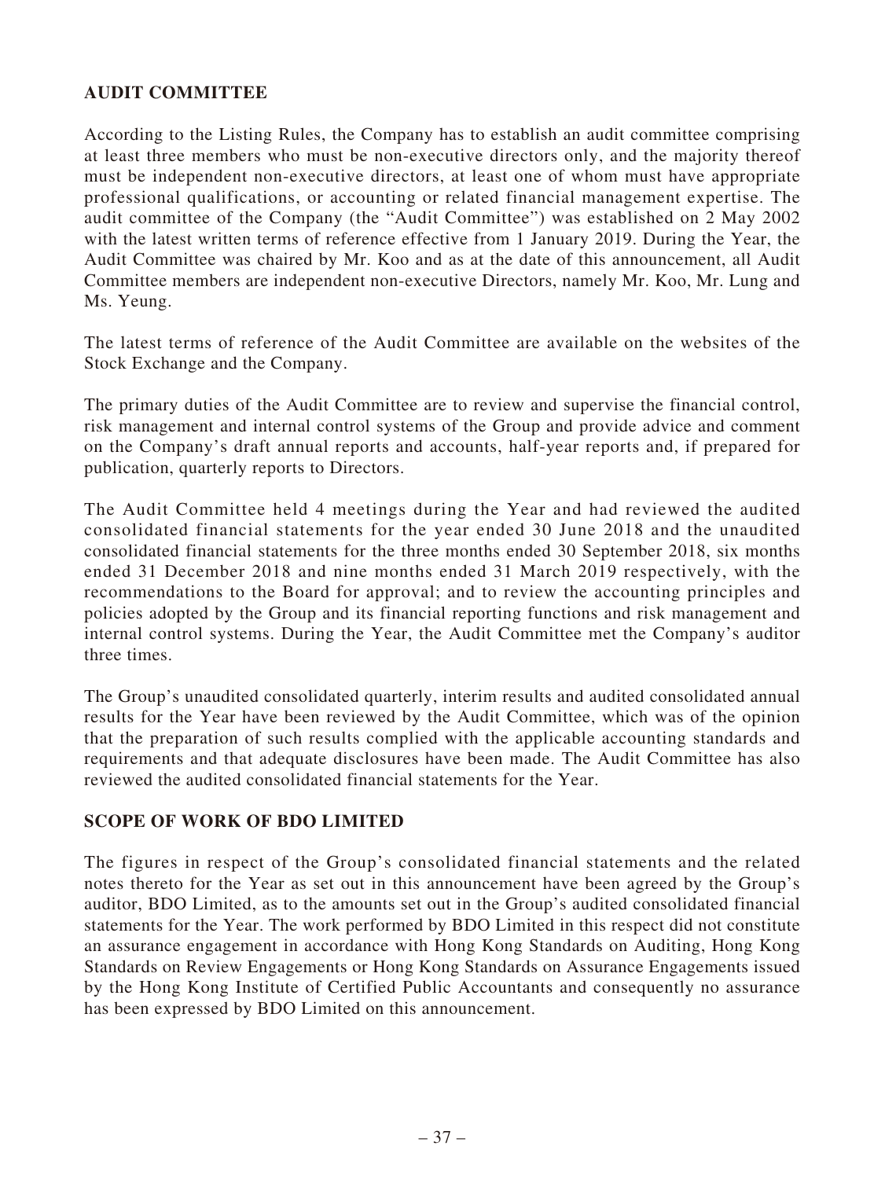## AUDIT COMMITTEE

According to the Listing Rules, the Company has to establish an audit committee comprising at least three members who must be non-executive directors only, and the majority thereof must be independent non-executive directors, at least one of whom must have appropriate professional qualifications, or accounting or related financial management expertise. The audit committee of the Company (the "Audit Committee") was established on 2 May 2002 with the latest written terms of reference effective from 1 January 2019. During the Year, the Audit Committee was chaired by Mr. Koo and as at the date of this announcement, all Audit Committee members are independent non-executive Directors, namely Mr. Koo, Mr. Lung and Ms. Yeung.

The latest terms of reference of the Audit Committee are available on the websites of the Stock Exchange and the Company.

The primary duties of the Audit Committee are to review and supervise the financial control, risk management and internal control systems of the Group and provide advice and comment on the Company's draft annual reports and accounts, half-year reports and, if prepared for publication, quarterly reports to Directors.

The Audit Committee held 4 meetings during the Year and had reviewed the audited consolidated financial statements for the year ended 30 June 2018 and the unaudited consolidated financial statements for the three months ended 30 September 2018, six months ended 31 December 2018 and nine months ended 31 March 2019 respectively, with the recommendations to the Board for approval; and to review the accounting principles and policies adopted by the Group and its financial reporting functions and risk management and internal control systems. During the Year, the Audit Committee met the Company's auditor three times.

The Group's unaudited consolidated quarterly, interim results and audited consolidated annual results for the Year have been reviewed by the Audit Committee, which was of the opinion that the preparation of such results complied with the applicable accounting standards and requirements and that adequate disclosures have been made. The Audit Committee has also reviewed the audited consolidated financial statements for the Year.

## SCOPE OF WORK OF BDO LIMITED

The figures in respect of the Group's consolidated financial statements and the related notes thereto for the Year as set out in this announcement have been agreed by the Group's auditor, BDO Limited, as to the amounts set out in the Group's audited consolidated financial statements for the Year. The work performed by BDO Limited in this respect did not constitute an assurance engagement in accordance with Hong Kong Standards on Auditing, Hong Kong Standards on Review Engagements or Hong Kong Standards on Assurance Engagements issued by the Hong Kong Institute of Certified Public Accountants and consequently no assurance has been expressed by BDO Limited on this announcement.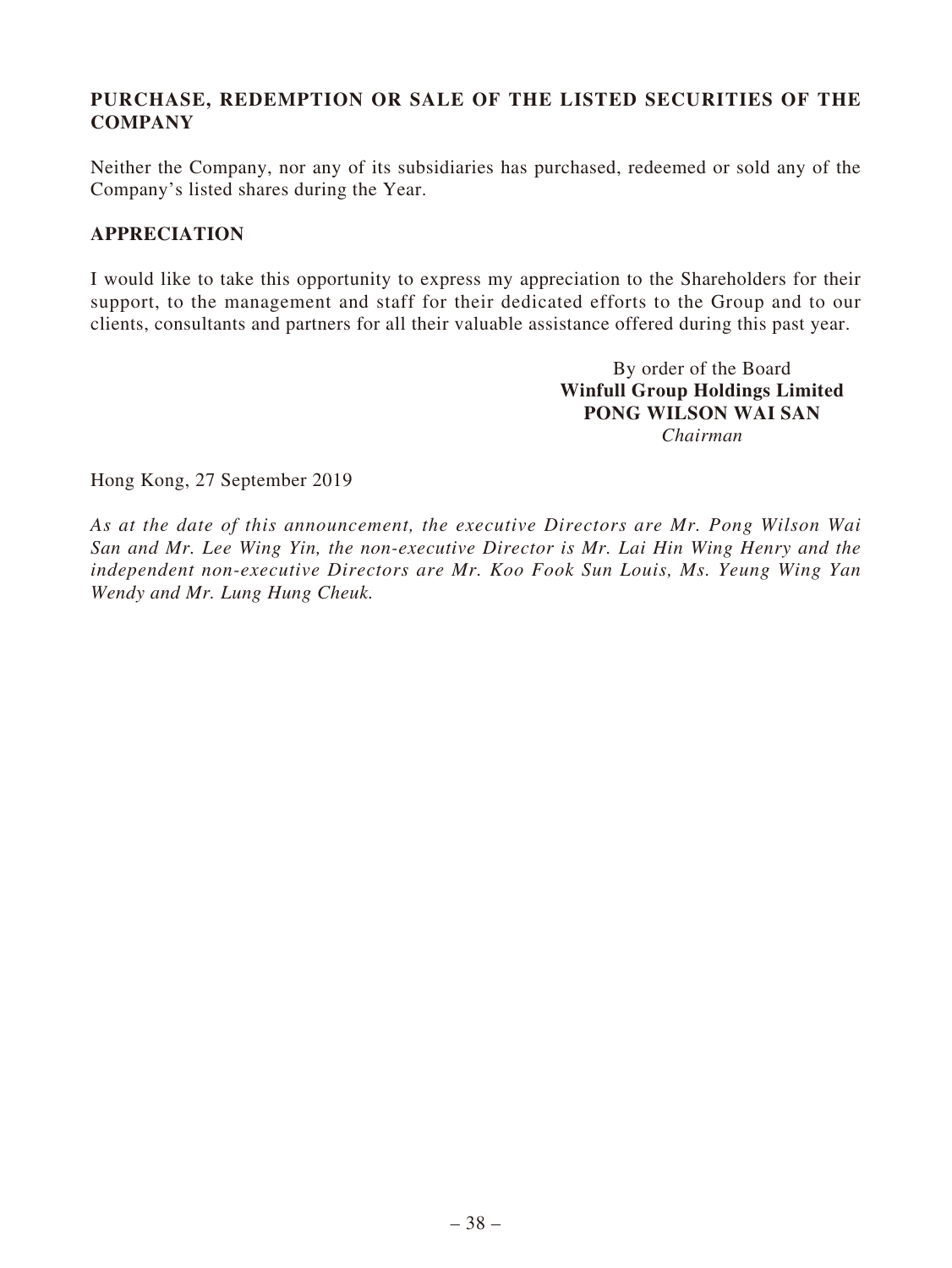## PURCHASE, REDEMPTION OR SALE OF THE LISTED SECURITIES OF THE COMPANY

Neither the Company, nor any of its subsidiaries has purchased, redeemed or sold any of the Company's listed shares during the Year.

## APPRECIATION

I would like to take this opportunity to express my appreciation to the Shareholders for their support, to the management and staff for their dedicated efforts to the Group and to our clients, consultants and partners for all their valuable assistance offered during this past year.

By order of the Board
**Winfull Group Holdings Limited**
**PONG WILSON WAI SAN**
*Chairman*

Hong Kong, 27 September 2019

*As at the date of this announcement, the executive Directors are Mr. Pong Wilson Wai San and Mr. Lee Wing Yin, the non-executive Director is Mr. Lai Hin Wing Henry and the independent non-executive Directors are Mr. Koo Fook Sun Louis, Ms. Yeung Wing Yan Wendy and Mr. Lung Hung Cheuk.*